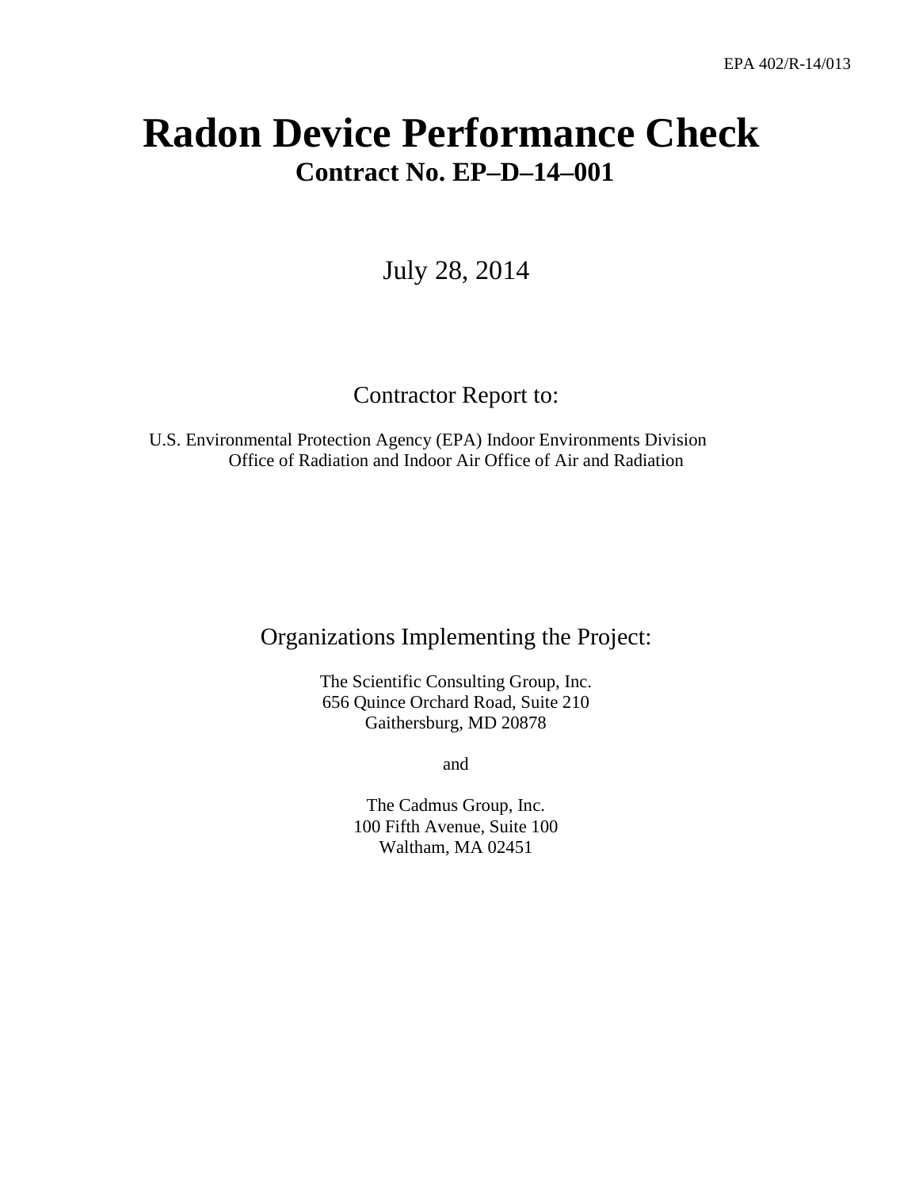EPA 402/R-14/013

# Radon Device Performance Check

## Contract No. EP–D–14–001

July 28, 2014

Contractor Report to:

U.S. Environmental Protection Agency (EPA) Indoor Environments Division Office of Radiation and Indoor Air Office of Air and Radiation

Organizations Implementing the Project:

The Scientific Consulting Group, Inc.
656 Quince Orchard Road, Suite 210
Gaithersburg, MD 20878

and

The Cadmus Group, Inc.
100 Fifth Avenue, Suite 100
Waltham, MA 02451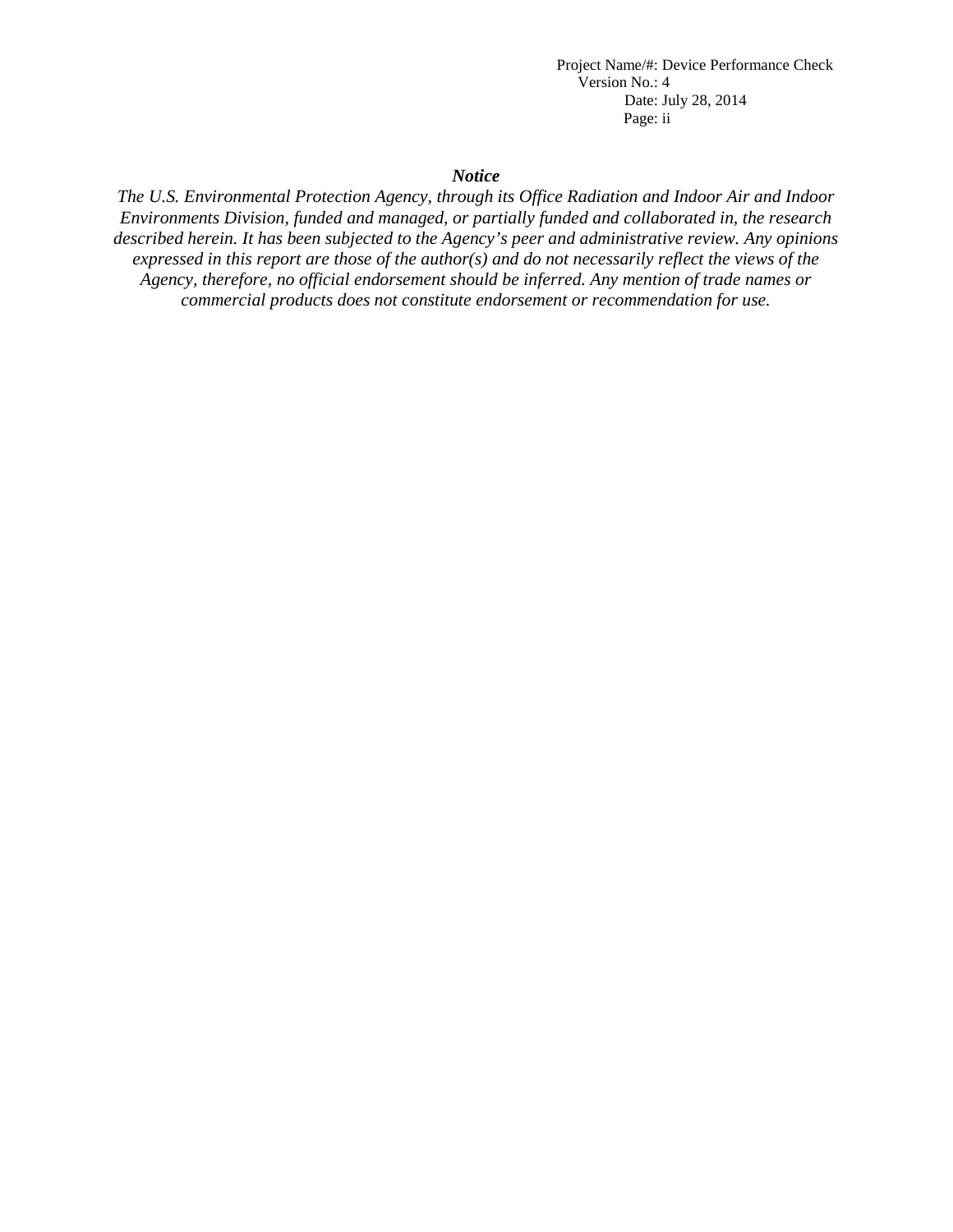## *Notice*

*The U.S. Environmental Protection Agency, through its Office Radiation and Indoor Air and Indoor Environments Division, funded and managed, or partially funded and collaborated in, the research described herein. It has been subjected to the Agency's peer and administrative review. Any opinions expressed in this report are those of the author(s) and do not necessarily reflect the views of the Agency, therefore, no official endorsement should be inferred. Any mention of trade names or commercial products does not constitute endorsement or recommendation for use.*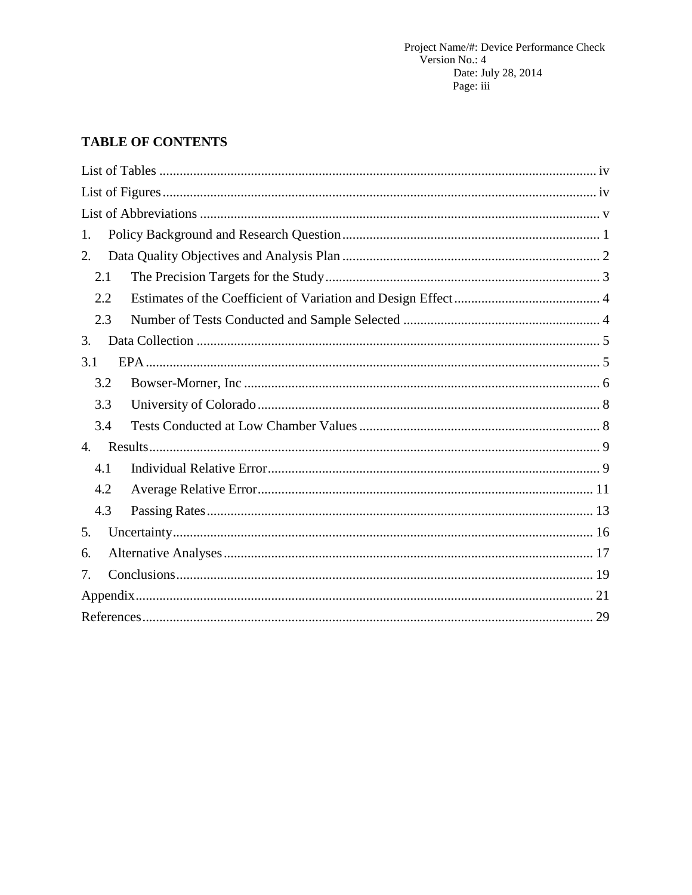## TABLE OF CONTENTS

List of Tables ... iv

List of Figures ... iv

List of Abbreviations ... v

1. Policy Background and Research Question ... 1
2. Data Quality Objectives and Analysis Plan ... 2
   - 2.1 The Precision Targets for the Study ... 3
   - 2.2 Estimates of the Coefficient of Variation and Design Effect ... 4
   - 2.3 Number of Tests Conducted and Sample Selected ... 4
3. Data Collection ... 5

3.1 EPA ... 5

   - 3.2 Bowser-Morner, Inc ... 6
   - 3.3 University of Colorado ... 8
   - 3.4 Tests Conducted at Low Chamber Values ... 8
4. Results ... 9
   - 4.1 Individual Relative Error ... 9
   - 4.2 Average Relative Error ... 11
   - 4.3 Passing Rates ... 13
5. Uncertainty ... 16
6. Alternative Analyses ... 17
7. Conclusions ... 19

Appendix ... 21

References ... 29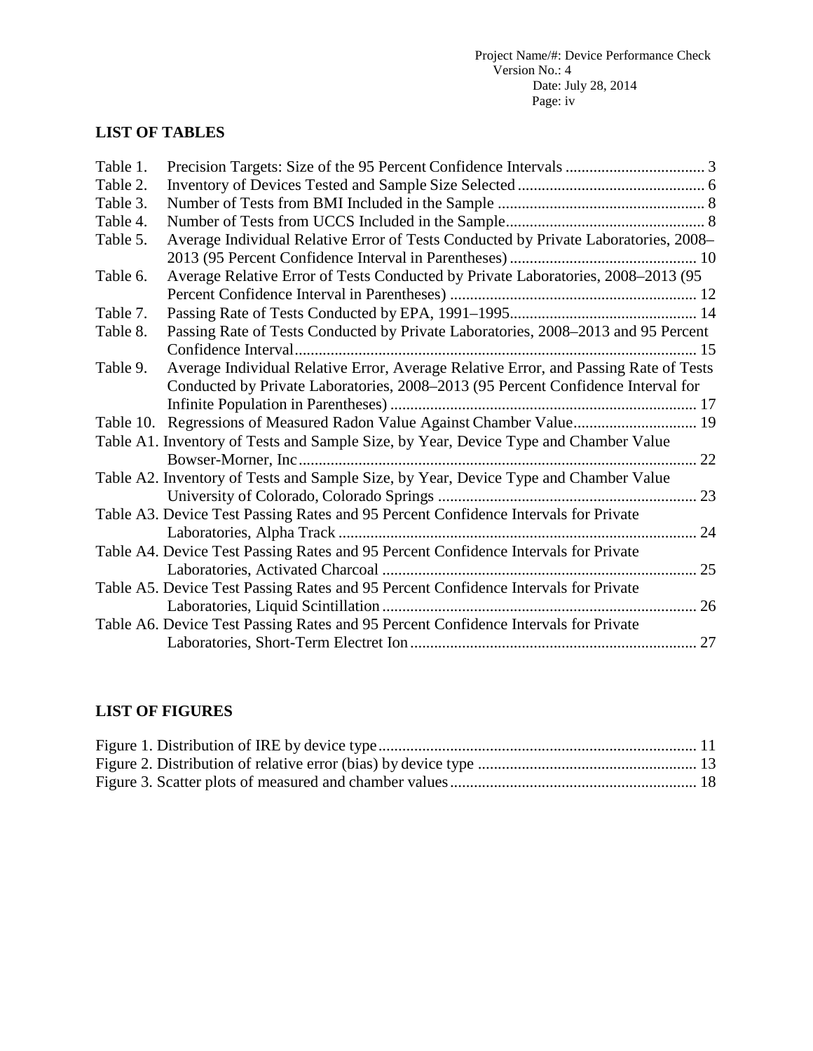## LIST OF TABLES

| | | |
|---|---|---|
| Table 1. | Precision Targets: Size of the 95 Percent Confidence Intervals | 3 |
| Table 2. | Inventory of Devices Tested and Sample Size Selected | 6 |
| Table 3. | Number of Tests from BMI Included in the Sample | 8 |
| Table 4. | Number of Tests from UCCS Included in the Sample | 8 |
| Table 5. | Average Individual Relative Error of Tests Conducted by Private Laboratories, 2008–2013 (95 Percent Confidence Interval in Parentheses) | 10 |
| Table 6. | Average Relative Error of Tests Conducted by Private Laboratories, 2008–2013 (95 Percent Confidence Interval in Parentheses) | 12 |
| Table 7. | Passing Rate of Tests Conducted by EPA, 1991–1995 | 14 |
| Table 8. | Passing Rate of Tests Conducted by Private Laboratories, 2008–2013 and 95 Percent Confidence Interval | 15 |
| Table 9. | Average Individual Relative Error, Average Relative Error, and Passing Rate of Tests Conducted by Private Laboratories, 2008–2013 (95 Percent Confidence Interval for Infinite Population in Parentheses) | 17 |
| Table 10. | Regressions of Measured Radon Value Against Chamber Value | 19 |
| Table A1. | Inventory of Tests and Sample Size, by Year, Device Type and Chamber Value Bowser-Morner, Inc | 22 |
| Table A2. | Inventory of Tests and Sample Size, by Year, Device Type and Chamber Value University of Colorado, Colorado Springs | 23 |
| Table A3. | Device Test Passing Rates and 95 Percent Confidence Intervals for Private Laboratories, Alpha Track | 24 |
| Table A4. | Device Test Passing Rates and 95 Percent Confidence Intervals for Private Laboratories, Activated Charcoal | 25 |
| Table A5. | Device Test Passing Rates and 95 Percent Confidence Intervals for Private Laboratories, Liquid Scintillation | 26 |
| Table A6. | Device Test Passing Rates and 95 Percent Confidence Intervals for Private Laboratories, Short-Term Electret Ion | 27 |

## LIST OF FIGURES

| | |
|---|---|
| Figure 1. Distribution of IRE by device type | 11 |
| Figure 2. Distribution of relative error (bias) by device type | 13 |
| Figure 3. Scatter plots of measured and chamber values | 18 |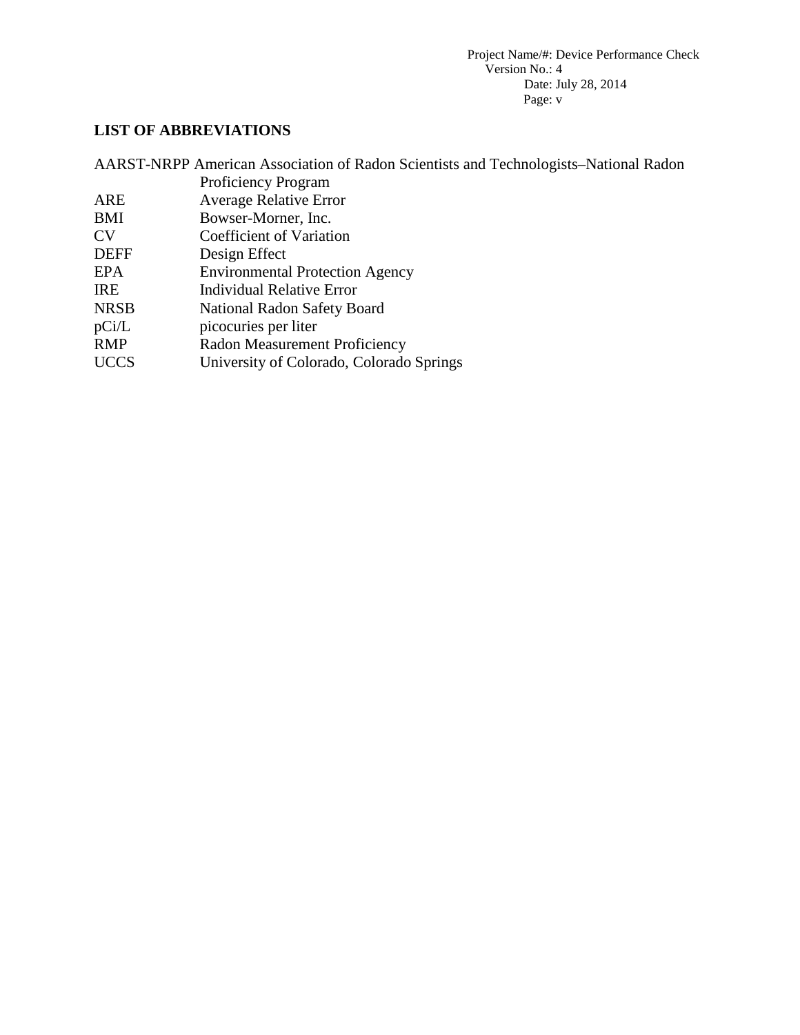## LIST OF ABBREVIATIONS

| | |
|---|---|
| AARST-NRPP | American Association of Radon Scientists and Technologists–National Radon Proficiency Program |
| ARE | Average Relative Error |
| BMI | Bowser-Morner, Inc. |
| CV | Coefficient of Variation |
| DEFF | Design Effect |
| EPA | Environmental Protection Agency |
| IRE | Individual Relative Error |
| NRSB | National Radon Safety Board |
| pCi/L | picocuries per liter |
| RMP | Radon Measurement Proficiency |
| UCCS | University of Colorado, Colorado Springs |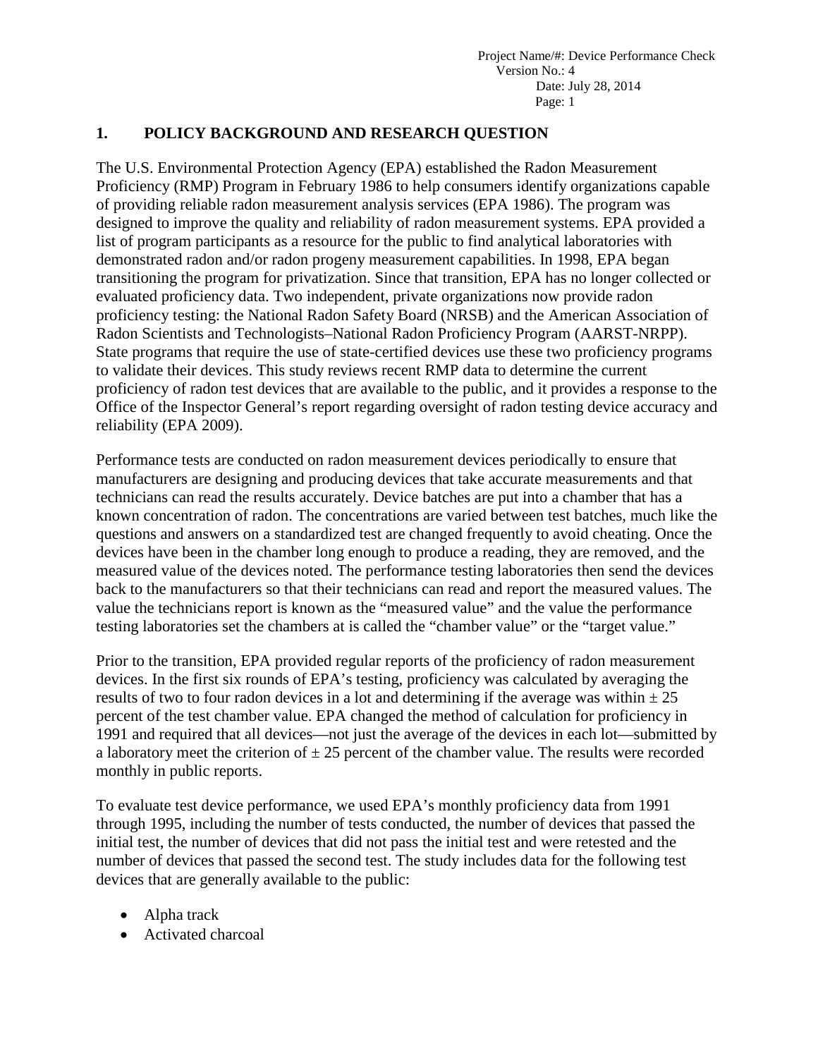## 1. POLICY BACKGROUND AND RESEARCH QUESTION

The U.S. Environmental Protection Agency (EPA) established the Radon Measurement Proficiency (RMP) Program in February 1986 to help consumers identify organizations capable of providing reliable radon measurement analysis services (EPA 1986). The program was designed to improve the quality and reliability of radon measurement systems. EPA provided a list of program participants as a resource for the public to find analytical laboratories with demonstrated radon and/or radon progeny measurement capabilities. In 1998, EPA began transitioning the program for privatization. Since that transition, EPA has no longer collected or evaluated proficiency data. Two independent, private organizations now provide radon proficiency testing: the National Radon Safety Board (NRSB) and the American Association of Radon Scientists and Technologists–National Radon Proficiency Program (AARST-NRPP). State programs that require the use of state-certified devices use these two proficiency programs to validate their devices. This study reviews recent RMP data to determine the current proficiency of radon test devices that are available to the public, and it provides a response to the Office of the Inspector General's report regarding oversight of radon testing device accuracy and reliability (EPA 2009).

Performance tests are conducted on radon measurement devices periodically to ensure that manufacturers are designing and producing devices that take accurate measurements and that technicians can read the results accurately. Device batches are put into a chamber that has a known concentration of radon. The concentrations are varied between test batches, much like the questions and answers on a standardized test are changed frequently to avoid cheating. Once the devices have been in the chamber long enough to produce a reading, they are removed, and the measured value of the devices noted. The performance testing laboratories then send the devices back to the manufacturers so that their technicians can read and report the measured values. The value the technicians report is known as the "measured value" and the value the performance testing laboratories set the chambers at is called the "chamber value" or the "target value."

Prior to the transition, EPA provided regular reports of the proficiency of radon measurement devices. In the first six rounds of EPA's testing, proficiency was calculated by averaging the results of two to four radon devices in a lot and determining if the average was within $\pm$ 25 percent of the test chamber value. EPA changed the method of calculation for proficiency in 1991 and required that all devices—not just the average of the devices in each lot—submitted by a laboratory meet the criterion of $\pm$ 25 percent of the chamber value. The results were recorded monthly in public reports.

To evaluate test device performance, we used EPA's monthly proficiency data from 1991 through 1995, including the number of tests conducted, the number of devices that passed the initial test, the number of devices that did not pass the initial test and were retested and the number of devices that passed the second test. The study includes data for the following test devices that are generally available to the public:

- Alpha track
- Activated charcoal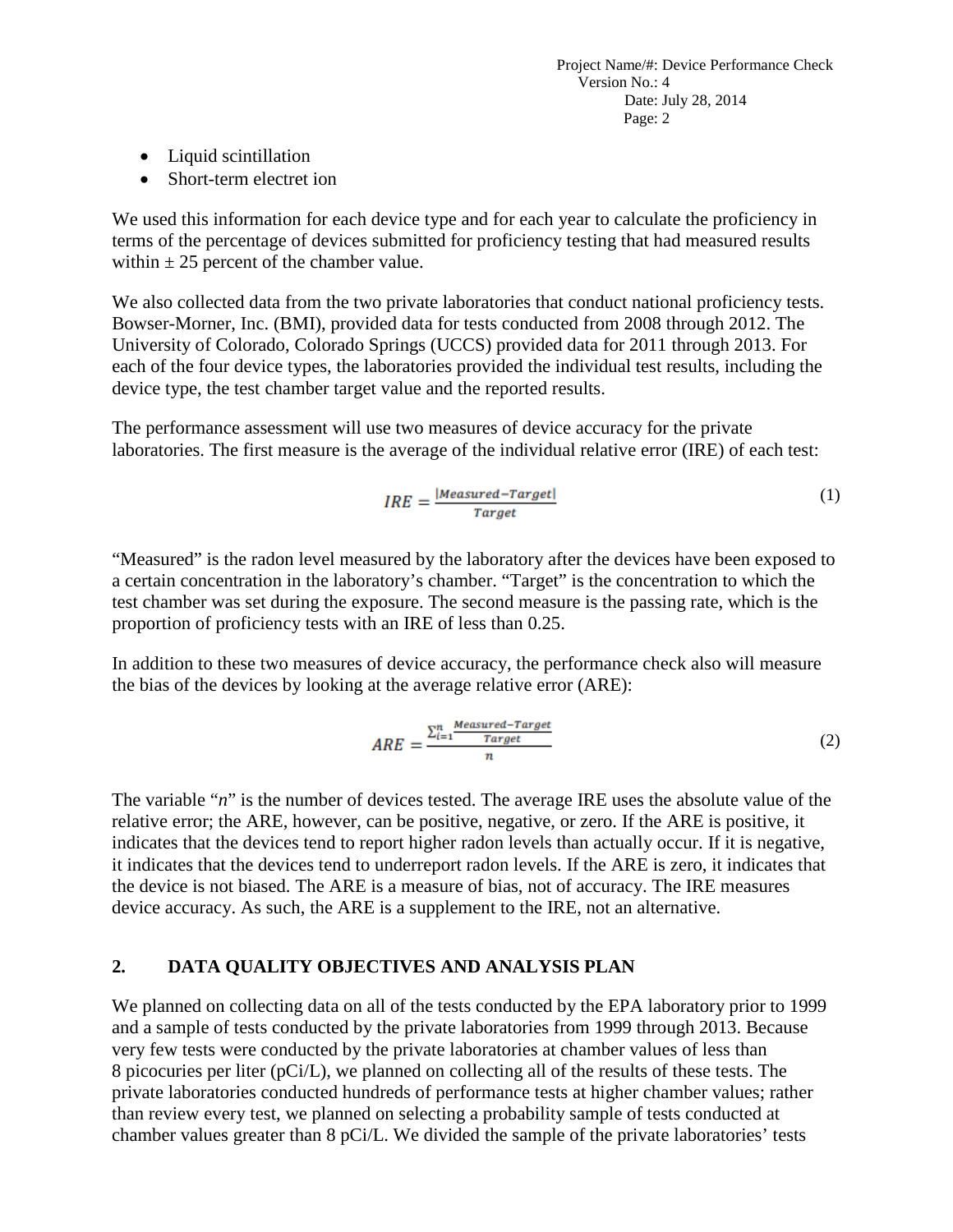- Liquid scintillation
- Short-term electret ion

We used this information for each device type and for each year to calculate the proficiency in terms of the percentage of devices submitted for proficiency testing that had measured results within ± 25 percent of the chamber value.

We also collected data from the two private laboratories that conduct national proficiency tests. Bowser-Morner, Inc. (BMI), provided data for tests conducted from 2008 through 2012. The University of Colorado, Colorado Springs (UCCS) provided data for 2011 through 2013. For each of the four device types, the laboratories provided the individual test results, including the device type, the test chamber target value and the reported results.

The performance assessment will use two measures of device accuracy for the private laboratories. The first measure is the average of the individual relative error (IRE) of each test:

$$IRE = \frac{|Measured - Target|}{Target} \quad (1)$$

"Measured" is the radon level measured by the laboratory after the devices have been exposed to a certain concentration in the laboratory's chamber. "Target" is the concentration to which the test chamber was set during the exposure. The second measure is the passing rate, which is the proportion of proficiency tests with an IRE of less than 0.25.

In addition to these two measures of device accuracy, the performance check also will measure the bias of the devices by looking at the average relative error (ARE):

$$ARE = \frac{\sum_{i=1}^{n} \frac{Measured - Target}{Target}}{n} \quad (2)$$

The variable "*n*" is the number of devices tested. The average IRE uses the absolute value of the relative error; the ARE, however, can be positive, negative, or zero. If the ARE is positive, it indicates that the devices tend to report higher radon levels than actually occur. If it is negative, it indicates that the devices tend to underreport radon levels. If the ARE is zero, it indicates that the device is not biased. The ARE is a measure of bias, not of accuracy. The IRE measures device accuracy. As such, the ARE is a supplement to the IRE, not an alternative.

## 2. DATA QUALITY OBJECTIVES AND ANALYSIS PLAN

We planned on collecting data on all of the tests conducted by the EPA laboratory prior to 1999 and a sample of tests conducted by the private laboratories from 1999 through 2013. Because very few tests were conducted by the private laboratories at chamber values of less than 8 picocuries per liter (pCi/L), we planned on collecting all of the results of these tests. The private laboratories conducted hundreds of performance tests at higher chamber values; rather than review every test, we planned on selecting a probability sample of tests conducted at chamber values greater than 8 pCi/L. We divided the sample of the private laboratories' tests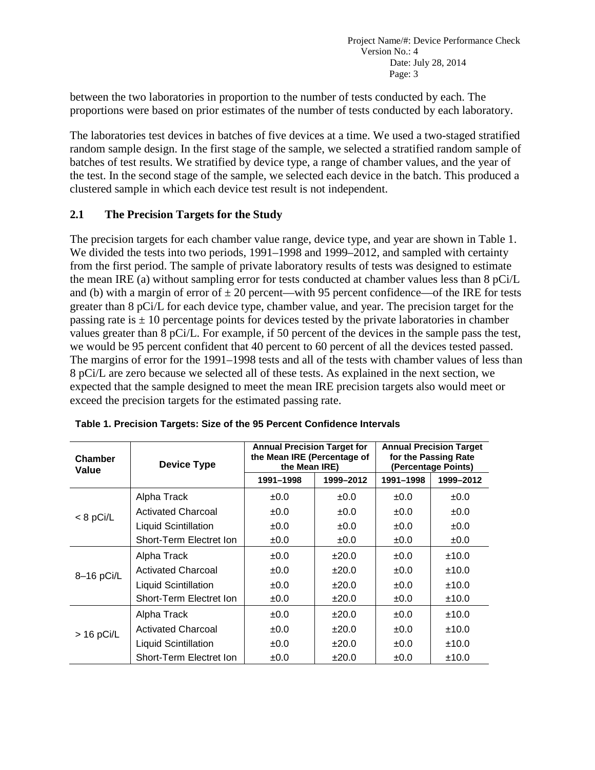between the two laboratories in proportion to the number of tests conducted by each. The proportions were based on prior estimates of the number of tests conducted by each laboratory.

The laboratories test devices in batches of five devices at a time. We used a two-staged stratified random sample design. In the first stage of the sample, we selected a stratified random sample of batches of test results. We stratified by device type, a range of chamber values, and the year of the test. In the second stage of the sample, we selected each device in the batch. This produced a clustered sample in which each device test result is not independent.

## 2.1 The Precision Targets for the Study

The precision targets for each chamber value range, device type, and year are shown in Table 1. We divided the tests into two periods, 1991–1998 and 1999–2012, and sampled with certainty from the first period. The sample of private laboratory results of tests was designed to estimate the mean IRE (a) without sampling error for tests conducted at chamber values less than 8 pCi/L and (b) with a margin of error of ± 20 percent—with 95 percent confidence—of the IRE for tests greater than 8 pCi/L for each device type, chamber value, and year. The precision target for the passing rate is ± 10 percentage points for devices tested by the private laboratories in chamber values greater than 8 pCi/L. For example, if 50 percent of the devices in the sample pass the test, we would be 95 percent confident that 40 percent to 60 percent of all the devices tested passed. The margins of error for the 1991–1998 tests and all of the tests with chamber values of less than 8 pCi/L are zero because we selected all of these tests. As explained in the next section, we expected that the sample designed to meet the mean IRE precision targets also would meet or exceed the precision targets for the estimated passing rate.

**Table 1. Precision Targets: Size of the 95 Percent Confidence Intervals**

| Chamber Value | Device Type | Annual Precision Target for the Mean IRE (Percentage of the Mean IRE) | | Annual Precision Target for the Passing Rate (Percentage Points) | |
|---|---|---|---|---|---|
| | | 1991–1998 | 1999–2012 | 1991–1998 | 1999–2012 |
| < 8 pCi/L | Alpha Track | ±0.0 | ±0.0 | ±0.0 | ±0.0 |
| | Activated Charcoal | ±0.0 | ±0.0 | ±0.0 | ±0.0 |
| | Liquid Scintillation | ±0.0 | ±0.0 | ±0.0 | ±0.0 |
| | Short-Term Electret Ion | ±0.0 | ±0.0 | ±0.0 | ±0.0 |
| 8–16 pCi/L | Alpha Track | ±0.0 | ±20.0 | ±0.0 | ±10.0 |
| | Activated Charcoal | ±0.0 | ±20.0 | ±0.0 | ±10.0 |
| | Liquid Scintillation | ±0.0 | ±20.0 | ±0.0 | ±10.0 |
| | Short-Term Electret Ion | ±0.0 | ±20.0 | ±0.0 | ±10.0 |
| > 16 pCi/L | Alpha Track | ±0.0 | ±20.0 | ±0.0 | ±10.0 |
| | Activated Charcoal | ±0.0 | ±20.0 | ±0.0 | ±10.0 |
| | Liquid Scintillation | ±0.0 | ±20.0 | ±0.0 | ±10.0 |
| | Short-Term Electret Ion | ±0.0 | ±20.0 | ±0.0 | ±10.0 |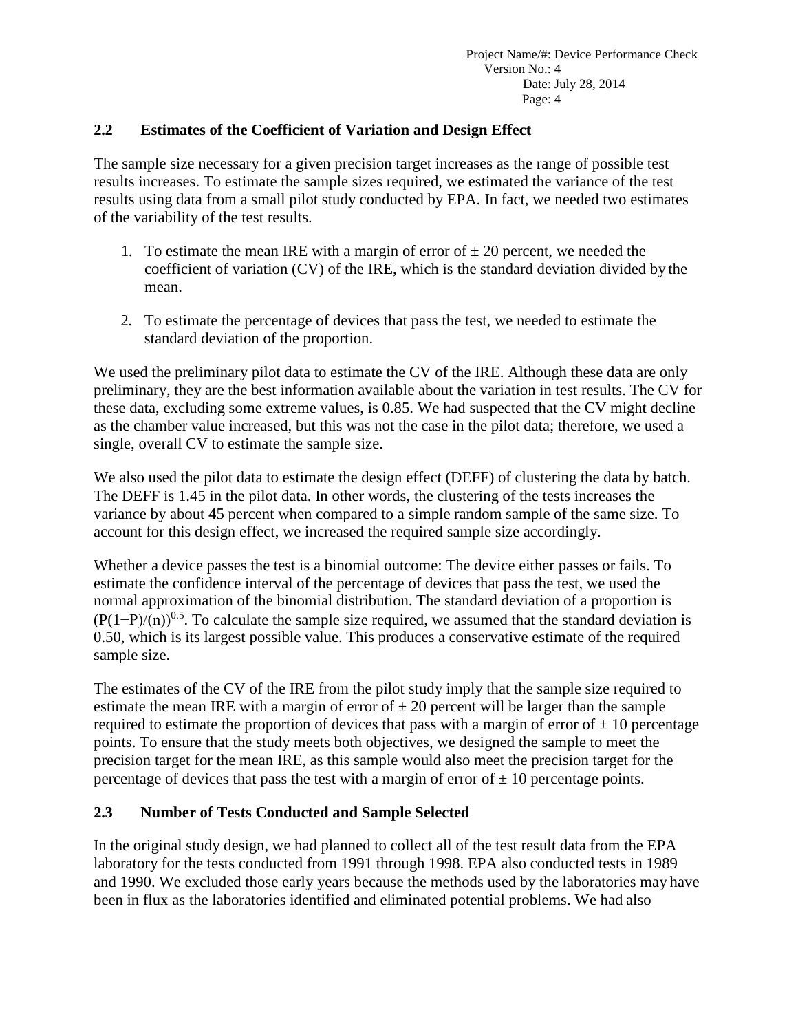## 2.2 Estimates of the Coefficient of Variation and Design Effect

The sample size necessary for a given precision target increases as the range of possible test results increases. To estimate the sample sizes required, we estimated the variance of the test results using data from a small pilot study conducted by EPA. In fact, we needed two estimates of the variability of the test results.

1. To estimate the mean IRE with a margin of error of ± 20 percent, we needed the coefficient of variation (CV) of the IRE, which is the standard deviation divided by the mean.

2. To estimate the percentage of devices that pass the test, we needed to estimate the standard deviation of the proportion.

We used the preliminary pilot data to estimate the CV of the IRE. Although these data are only preliminary, they are the best information available about the variation in test results. The CV for these data, excluding some extreme values, is 0.85. We had suspected that the CV might decline as the chamber value increased, but this was not the case in the pilot data; therefore, we used a single, overall CV to estimate the sample size.

We also used the pilot data to estimate the design effect (DEFF) of clustering the data by batch. The DEFF is 1.45 in the pilot data. In other words, the clustering of the tests increases the variance by about 45 percent when compared to a simple random sample of the same size. To account for this design effect, we increased the required sample size accordingly.

Whether a device passes the test is a binomial outcome: The device either passes or fails. To estimate the confidence interval of the percentage of devices that pass the test, we used the normal approximation of the binomial distribution. The standard deviation of a proportion is $(P(1-P)/(n))^{0.5}$. To calculate the sample size required, we assumed that the standard deviation is 0.50, which is its largest possible value. This produces a conservative estimate of the required sample size.

The estimates of the CV of the IRE from the pilot study imply that the sample size required to estimate the mean IRE with a margin of error of ± 20 percent will be larger than the sample required to estimate the proportion of devices that pass with a margin of error of ± 10 percentage points. To ensure that the study meets both objectives, we designed the sample to meet the precision target for the mean IRE, as this sample would also meet the precision target for the percentage of devices that pass the test with a margin of error of ± 10 percentage points.

## 2.3 Number of Tests Conducted and Sample Selected

In the original study design, we had planned to collect all of the test result data from the EPA laboratory for the tests conducted from 1991 through 1998. EPA also conducted tests in 1989 and 1990. We excluded those early years because the methods used by the laboratories may have been in flux as the laboratories identified and eliminated potential problems. We had also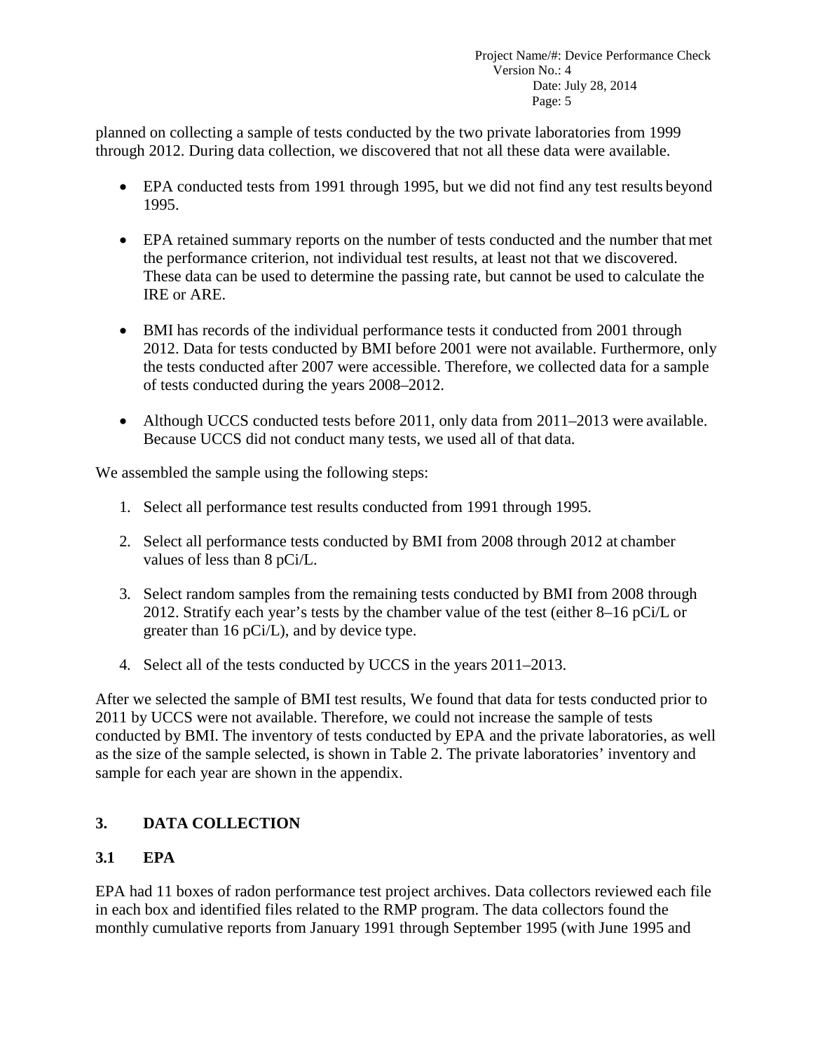planned on collecting a sample of tests conducted by the two private laboratories from 1999 through 2012. During data collection, we discovered that not all these data were available.

- EPA conducted tests from 1991 through 1995, but we did not find any test results beyond 1995.
- EPA retained summary reports on the number of tests conducted and the number that met the performance criterion, not individual test results, at least not that we discovered. These data can be used to determine the passing rate, but cannot be used to calculate the IRE or ARE.
- BMI has records of the individual performance tests it conducted from 2001 through 2012. Data for tests conducted by BMI before 2001 were not available. Furthermore, only the tests conducted after 2007 were accessible. Therefore, we collected data for a sample of tests conducted during the years 2008–2012.
- Although UCCS conducted tests before 2011, only data from 2011–2013 were available. Because UCCS did not conduct many tests, we used all of that data.

We assembled the sample using the following steps:

1. Select all performance test results conducted from 1991 through 1995.
2. Select all performance tests conducted by BMI from 2008 through 2012 at chamber values of less than 8 pCi/L.
3. Select random samples from the remaining tests conducted by BMI from 2008 through 2012. Stratify each year's tests by the chamber value of the test (either 8–16 pCi/L or greater than 16 pCi/L), and by device type.
4. Select all of the tests conducted by UCCS in the years 2011–2013.

After we selected the sample of BMI test results, We found that data for tests conducted prior to 2011 by UCCS were not available. Therefore, we could not increase the sample of tests conducted by BMI. The inventory of tests conducted by EPA and the private laboratories, as well as the size of the sample selected, is shown in Table 2. The private laboratories' inventory and sample for each year are shown in the appendix.

## 3. DATA COLLECTION

### 3.1 EPA

EPA had 11 boxes of radon performance test project archives. Data collectors reviewed each file in each box and identified files related to the RMP program. The data collectors found the monthly cumulative reports from January 1991 through September 1995 (with June 1995 and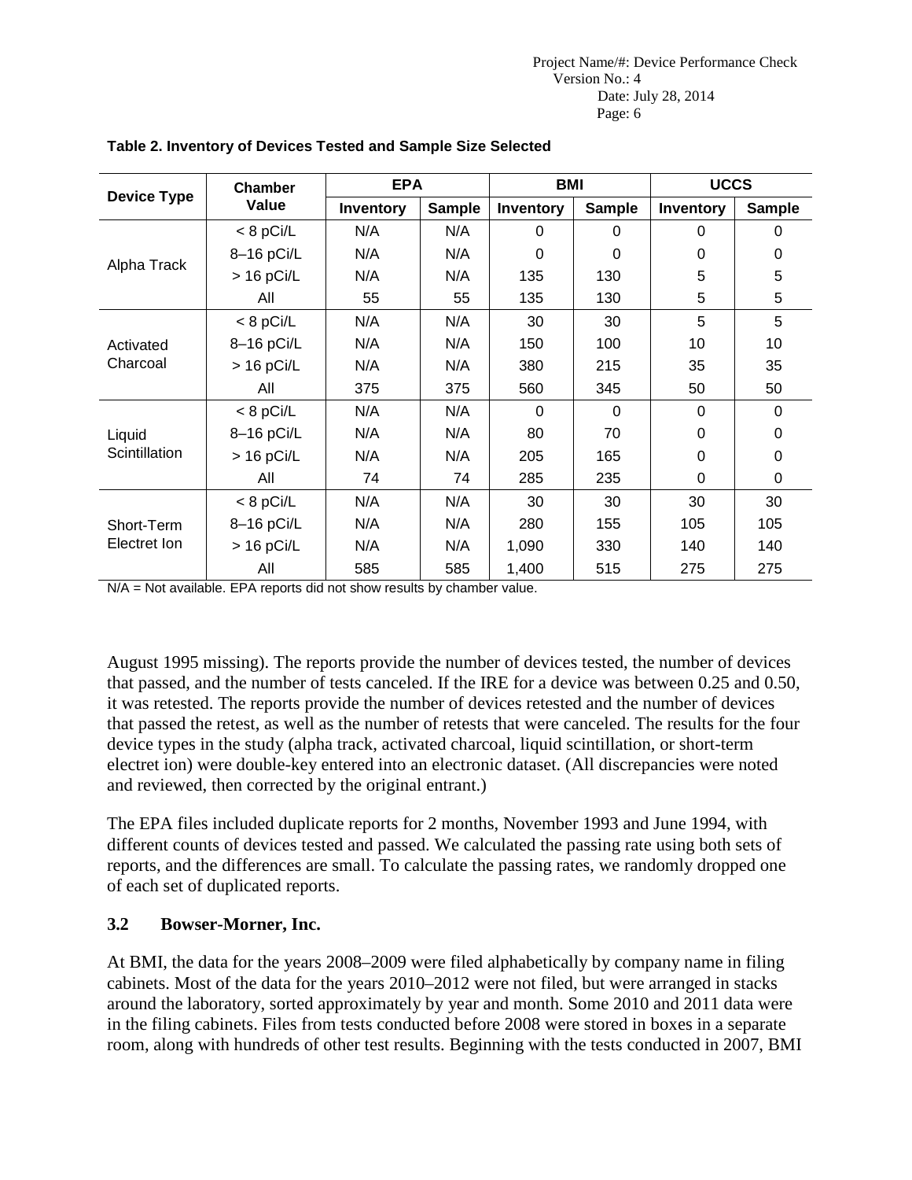**Table 2. Inventory of Devices Tested and Sample Size Selected**

| Device Type | Chamber Value | EPA | | BMI | | UCCS | |
|---|---|---|---|---|---|---|---|
| | | Inventory | Sample | Inventory | Sample | Inventory | Sample |
| Alpha Track | < 8 pCi/L | N/A | N/A | 0 | 0 | 0 | 0 |
| | 8–16 pCi/L | N/A | N/A | 0 | 0 | 0 | 0 |
| | > 16 pCi/L | N/A | N/A | 135 | 130 | 5 | 5 |
| | All | 55 | 55 | 135 | 130 | 5 | 5 |
| Activated Charcoal | < 8 pCi/L | N/A | N/A | 30 | 30 | 5 | 5 |
| | 8–16 pCi/L | N/A | N/A | 150 | 100 | 10 | 10 |
| | > 16 pCi/L | N/A | N/A | 380 | 215 | 35 | 35 |
| | All | 375 | 375 | 560 | 345 | 50 | 50 |
| Liquid Scintillation | < 8 pCi/L | N/A | N/A | 0 | 0 | 0 | 0 |
| | 8–16 pCi/L | N/A | N/A | 80 | 70 | 0 | 0 |
| | > 16 pCi/L | N/A | N/A | 205 | 165 | 0 | 0 |
| | All | 74 | 74 | 285 | 235 | 0 | 0 |
| Short-Term Electret Ion | < 8 pCi/L | N/A | N/A | 30 | 30 | 30 | 30 |
| | 8–16 pCi/L | N/A | N/A | 280 | 155 | 105 | 105 |
| | > 16 pCi/L | N/A | N/A | 1,090 | 330 | 140 | 140 |
| | All | 585 | 585 | 1,400 | 515 | 275 | 275 |

N/A = Not available. EPA reports did not show results by chamber value.

August 1995 missing). The reports provide the number of devices tested, the number of devices that passed, and the number of tests canceled. If the IRE for a device was between 0.25 and 0.50, it was retested. The reports provide the number of devices retested and the number of devices that passed the retest, as well as the number of retests that were canceled. The results for the four device types in the study (alpha track, activated charcoal, liquid scintillation, or short-term electret ion) were double-key entered into an electronic dataset. (All discrepancies were noted and reviewed, then corrected by the original entrant.)

The EPA files included duplicate reports for 2 months, November 1993 and June 1994, with different counts of devices tested and passed. We calculated the passing rate using both sets of reports, and the differences are small. To calculate the passing rates, we randomly dropped one of each set of duplicated reports.

### 3.2 Bowser-Morner, Inc.

At BMI, the data for the years 2008–2009 were filed alphabetically by company name in filing cabinets. Most of the data for the years 2010–2012 were not filed, but were arranged in stacks around the laboratory, sorted approximately by year and month. Some 2010 and 2011 data were in the filing cabinets. Files from tests conducted before 2008 were stored in boxes in a separate room, along with hundreds of other test results. Beginning with the tests conducted in 2007, BMI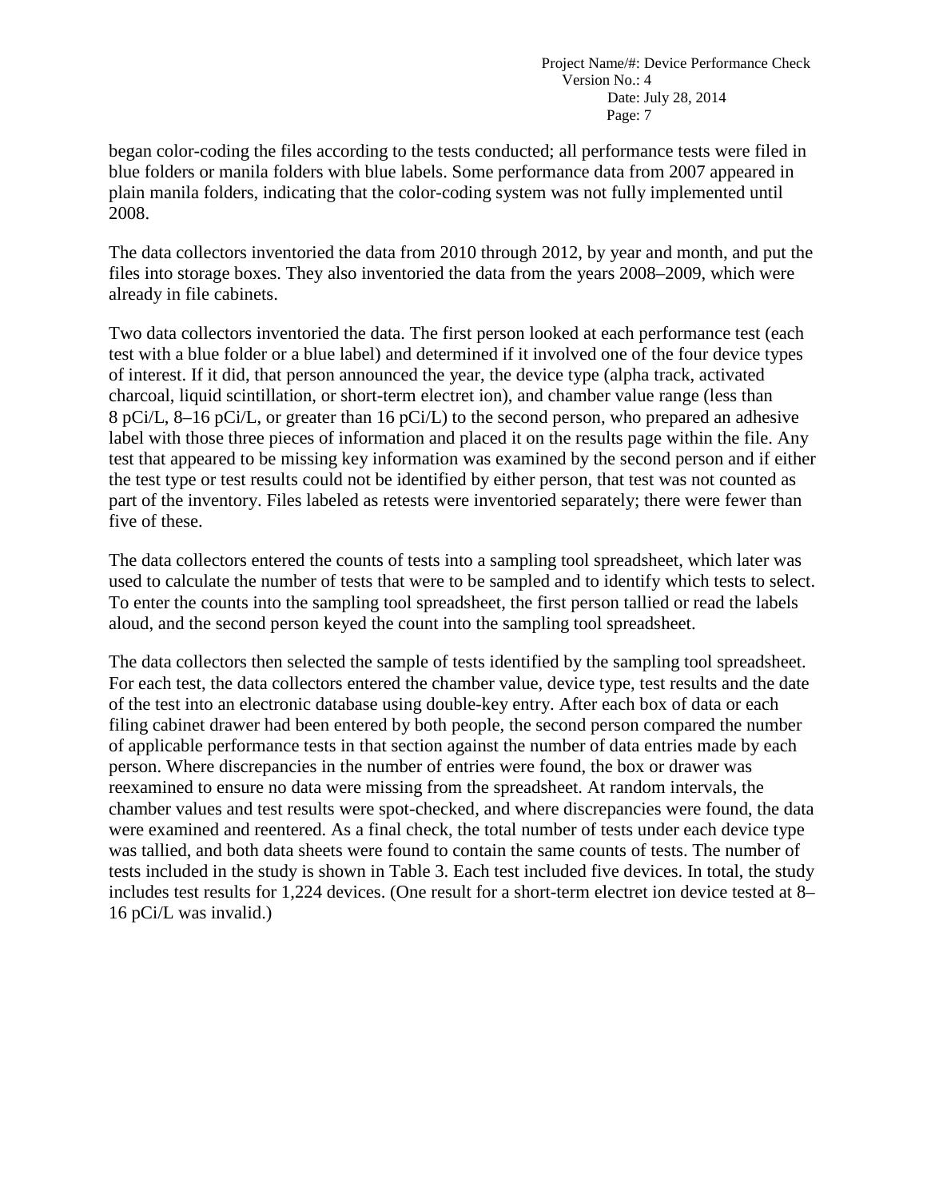began color-coding the files according to the tests conducted; all performance tests were filed in blue folders or manila folders with blue labels. Some performance data from 2007 appeared in plain manila folders, indicating that the color-coding system was not fully implemented until 2008.

The data collectors inventoried the data from 2010 through 2012, by year and month, and put the files into storage boxes. They also inventoried the data from the years 2008–2009, which were already in file cabinets.

Two data collectors inventoried the data. The first person looked at each performance test (each test with a blue folder or a blue label) and determined if it involved one of the four device types of interest. If it did, that person announced the year, the device type (alpha track, activated charcoal, liquid scintillation, or short-term electret ion), and chamber value range (less than 8 pCi/L, 8–16 pCi/L, or greater than 16 pCi/L) to the second person, who prepared an adhesive label with those three pieces of information and placed it on the results page within the file. Any test that appeared to be missing key information was examined by the second person and if either the test type or test results could not be identified by either person, that test was not counted as part of the inventory. Files labeled as retests were inventoried separately; there were fewer than five of these.

The data collectors entered the counts of tests into a sampling tool spreadsheet, which later was used to calculate the number of tests that were to be sampled and to identify which tests to select. To enter the counts into the sampling tool spreadsheet, the first person tallied or read the labels aloud, and the second person keyed the count into the sampling tool spreadsheet.

The data collectors then selected the sample of tests identified by the sampling tool spreadsheet. For each test, the data collectors entered the chamber value, device type, test results and the date of the test into an electronic database using double-key entry. After each box of data or each filing cabinet drawer had been entered by both people, the second person compared the number of applicable performance tests in that section against the number of data entries made by each person. Where discrepancies in the number of entries were found, the box or drawer was reexamined to ensure no data were missing from the spreadsheet. At random intervals, the chamber values and test results were spot-checked, and where discrepancies were found, the data were examined and reentered. As a final check, the total number of tests under each device type was tallied, and both data sheets were found to contain the same counts of tests. The number of tests included in the study is shown in Table 3. Each test included five devices. In total, the study includes test results for 1,224 devices. (One result for a short-term electret ion device tested at 8–16 pCi/L was invalid.)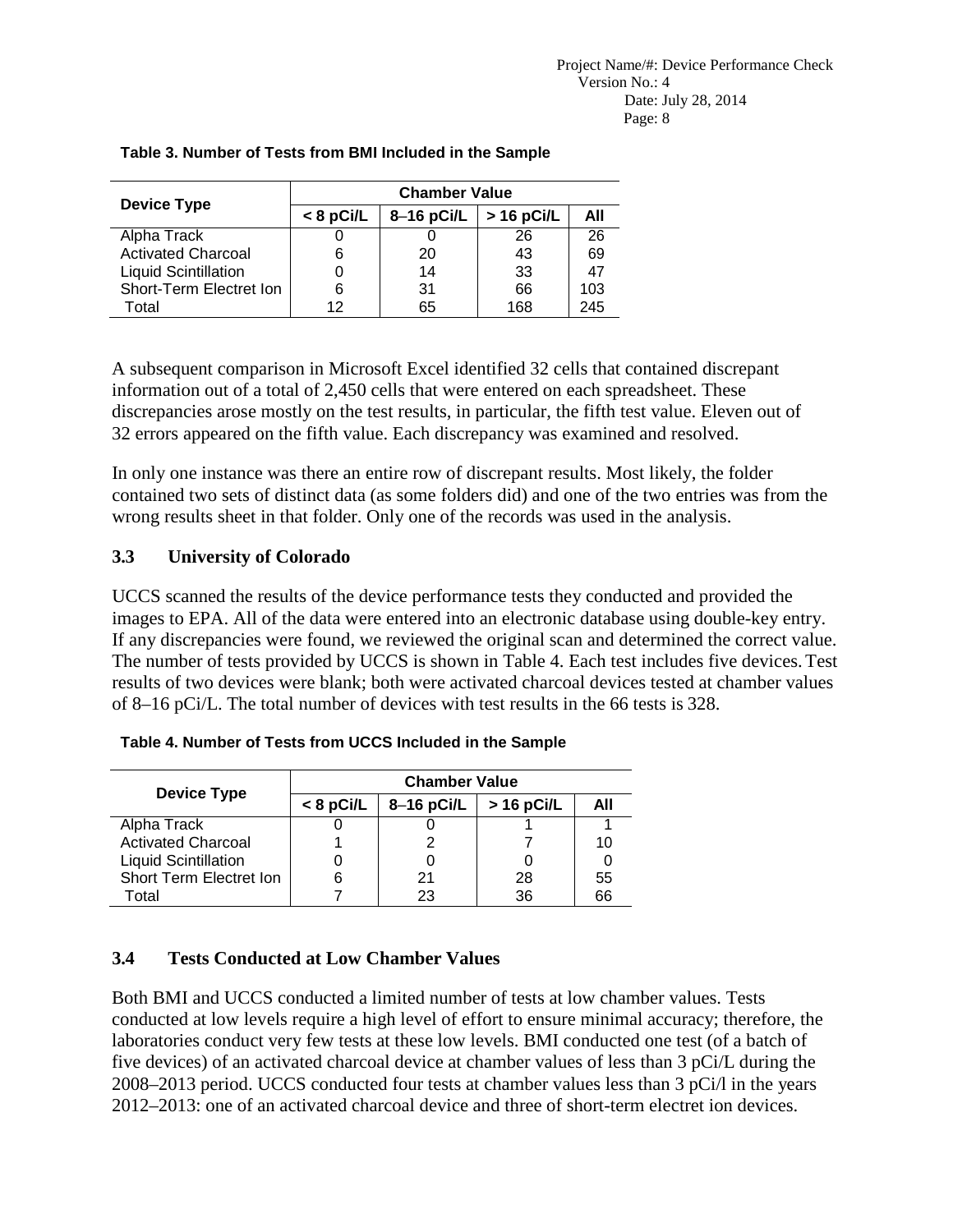**Table 3. Number of Tests from BMI Included in the Sample**

| Device Type | Chamber Value | | | |
|---|---|---|---|---|
| | < 8 pCi/L | 8–16 pCi/L | > 16 pCi/L | All |
| Alpha Track | 0 | 0 | 26 | 26 |
| Activated Charcoal | 6 | 20 | 43 | 69 |
| Liquid Scintillation | 0 | 14 | 33 | 47 |
| Short-Term Electret Ion | 6 | 31 | 66 | 103 |
| Total | 12 | 65 | 168 | 245 |

A subsequent comparison in Microsoft Excel identified 32 cells that contained discrepant information out of a total of 2,450 cells that were entered on each spreadsheet. These discrepancies arose mostly on the test results, in particular, the fifth test value. Eleven out of 32 errors appeared on the fifth value. Each discrepancy was examined and resolved.

In only one instance was there an entire row of discrepant results. Most likely, the folder contained two sets of distinct data (as some folders did) and one of the two entries was from the wrong results sheet in that folder. Only one of the records was used in the analysis.

### 3.3 University of Colorado

UCCS scanned the results of the device performance tests they conducted and provided the images to EPA. All of the data were entered into an electronic database using double-key entry. If any discrepancies were found, we reviewed the original scan and determined the correct value. The number of tests provided by UCCS is shown in Table 4. Each test includes five devices. Test results of two devices were blank; both were activated charcoal devices tested at chamber values of 8–16 pCi/L. The total number of devices with test results in the 66 tests is 328.

**Table 4. Number of Tests from UCCS Included in the Sample**

| Device Type | Chamber Value | | | |
|---|---|---|---|---|
| | < 8 pCi/L | 8–16 pCi/L | > 16 pCi/L | All |
| Alpha Track | 0 | 0 | 1 | 1 |
| Activated Charcoal | 1 | 2 | 7 | 10 |
| Liquid Scintillation | 0 | 0 | 0 | 0 |
| Short Term Electret Ion | 6 | 21 | 28 | 55 |
| Total | 7 | 23 | 36 | 66 |

### 3.4 Tests Conducted at Low Chamber Values

Both BMI and UCCS conducted a limited number of tests at low chamber values. Tests conducted at low levels require a high level of effort to ensure minimal accuracy; therefore, the laboratories conduct very few tests at these low levels. BMI conducted one test (of a batch of five devices) of an activated charcoal device at chamber values of less than 3 pCi/L during the 2008–2013 period. UCCS conducted four tests at chamber values less than 3 pCi/l in the years 2012–2013: one of an activated charcoal device and three of short-term electret ion devices.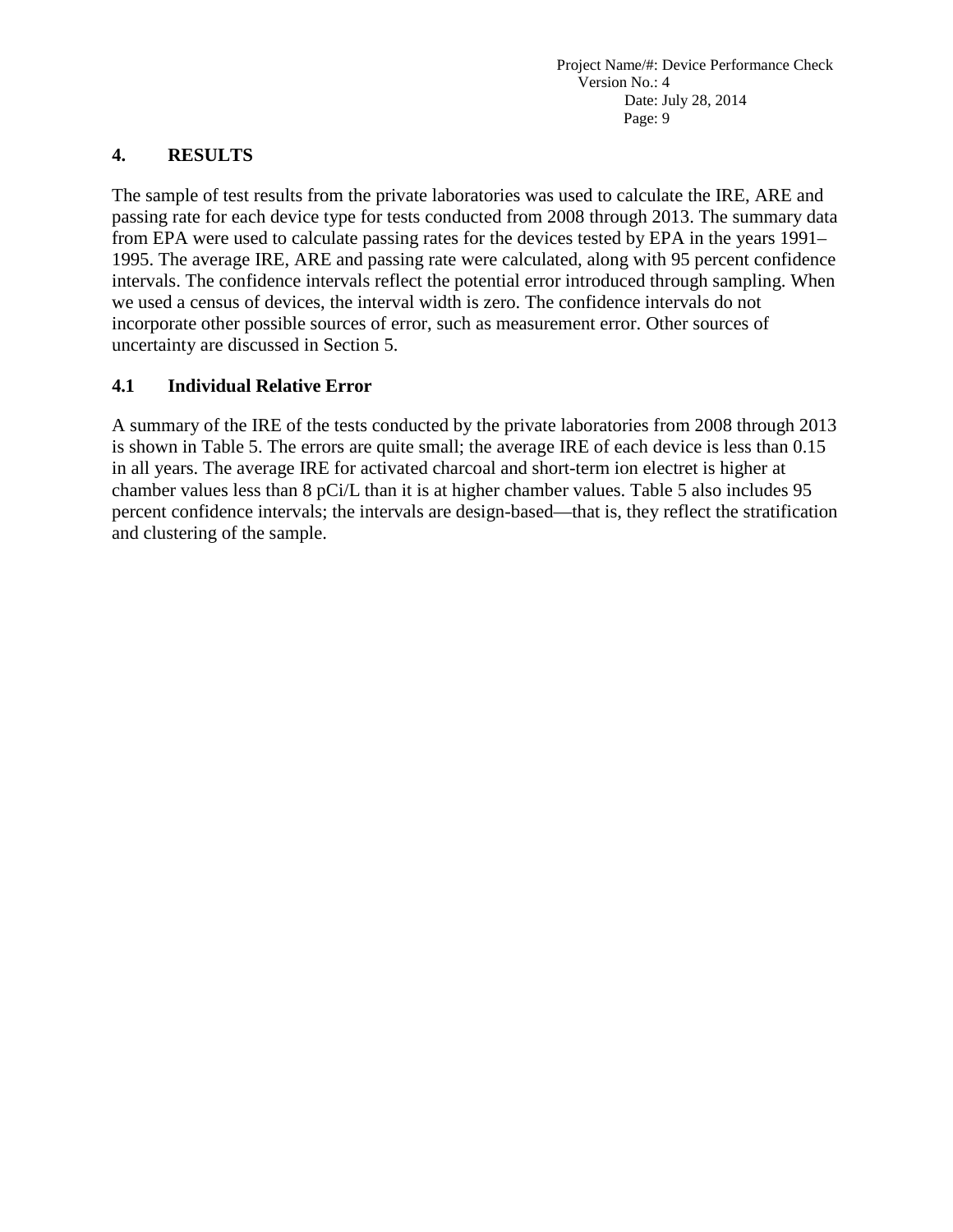# 4. RESULTS

The sample of test results from the private laboratories was used to calculate the IRE, ARE and passing rate for each device type for tests conducted from 2008 through 2013. The summary data from EPA were used to calculate passing rates for the devices tested by EPA in the years 1991–1995. The average IRE, ARE and passing rate were calculated, along with 95 percent confidence intervals. The confidence intervals reflect the potential error introduced through sampling. When we used a census of devices, the interval width is zero. The confidence intervals do not incorporate other possible sources of error, such as measurement error. Other sources of uncertainty are discussed in Section 5.

## 4.1 Individual Relative Error

A summary of the IRE of the tests conducted by the private laboratories from 2008 through 2013 is shown in Table 5. The errors are quite small; the average IRE of each device is less than 0.15 in all years. The average IRE for activated charcoal and short-term ion electret is higher at chamber values less than 8 pCi/L than it is at higher chamber values. Table 5 also includes 95 percent confidence intervals; the intervals are design-based—that is, they reflect the stratification and clustering of the sample.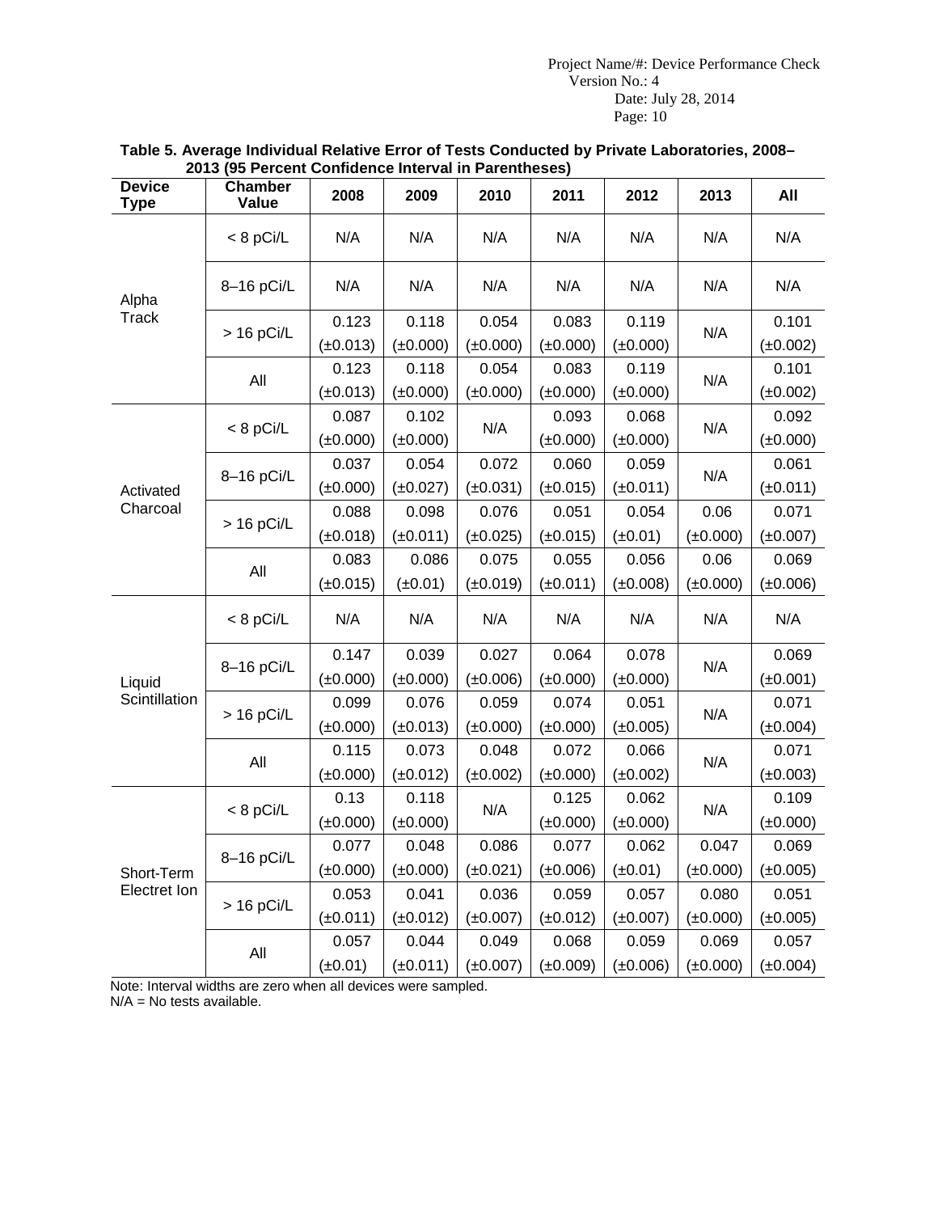**Table 5. Average Individual Relative Error of Tests Conducted by Private Laboratories, 2008–2013 (95 Percent Confidence Interval in Parentheses)**

| Device Type | Chamber Value | 2008 | 2009 | 2010 | 2011 | 2012 | 2013 | All |
|---|---|---|---|---|---|---|---|---|
| Alpha Track | < 8 pCi/L | N/A | N/A | N/A | N/A | N/A | N/A | N/A |
| | 8–16 pCi/L | N/A | N/A | N/A | N/A | N/A | N/A | N/A |
| | > 16 pCi/L | 0.123 (±0.013) | 0.118 (±0.000) | 0.054 (±0.000) | 0.083 (±0.000) | 0.119 (±0.000) | N/A | 0.101 (±0.002) |
| | All | 0.123 (±0.013) | 0.118 (±0.000) | 0.054 (±0.000) | 0.083 (±0.000) | 0.119 (±0.000) | N/A | 0.101 (±0.002) |
| Activated Charcoal | < 8 pCi/L | 0.087 (±0.000) | 0.102 (±0.000) | N/A | 0.093 (±0.000) | 0.068 (±0.000) | N/A | 0.092 (±0.000) |
| | 8–16 pCi/L | 0.037 (±0.000) | 0.054 (±0.027) | 0.072 (±0.031) | 0.060 (±0.015) | 0.059 (±0.011) | N/A | 0.061 (±0.011) |
| | > 16 pCi/L | 0.088 (±0.018) | 0.098 (±0.011) | 0.076 (±0.025) | 0.051 (±0.015) | 0.054 (±0.01) | 0.06 (±0.000) | 0.071 (±0.007) |
| | All | 0.083 (±0.015) | 0.086 (±0.01) | 0.075 (±0.019) | 0.055 (±0.011) | 0.056 (±0.008) | 0.06 (±0.000) | 0.069 (±0.006) |
| Liquid Scintillation | < 8 pCi/L | N/A | N/A | N/A | N/A | N/A | N/A | N/A |
| | 8–16 pCi/L | 0.147 (±0.000) | 0.039 (±0.000) | 0.027 (±0.006) | 0.064 (±0.000) | 0.078 (±0.000) | N/A | 0.069 (±0.001) |
| | > 16 pCi/L | 0.099 (±0.000) | 0.076 (±0.013) | 0.059 (±0.000) | 0.074 (±0.000) | 0.051 (±0.005) | N/A | 0.071 (±0.004) |
| | All | 0.115 (±0.000) | 0.073 (±0.012) | 0.048 (±0.002) | 0.072 (±0.000) | 0.066 (±0.002) | N/A | 0.071 (±0.003) |
| Short-Term Electret Ion | < 8 pCi/L | 0.13 (±0.000) | 0.118 (±0.000) | N/A | 0.125 (±0.000) | 0.062 (±0.000) | N/A | 0.109 (±0.000) |
| | 8–16 pCi/L | 0.077 (±0.000) | 0.048 (±0.000) | 0.086 (±0.021) | 0.077 (±0.006) | 0.062 (±0.01) | 0.047 (±0.000) | 0.069 (±0.005) |
| | > 16 pCi/L | 0.053 (±0.011) | 0.041 (±0.012) | 0.036 (±0.007) | 0.059 (±0.012) | 0.057 (±0.007) | 0.080 (±0.000) | 0.051 (±0.005) |
| | All | 0.057 (±0.01) | 0.044 (±0.011) | 0.049 (±0.007) | 0.068 (±0.009) | 0.059 (±0.006) | 0.069 (±0.000) | 0.057 (±0.004) |

Note: Interval widths are zero when all devices were sampled.
N/A = No tests available.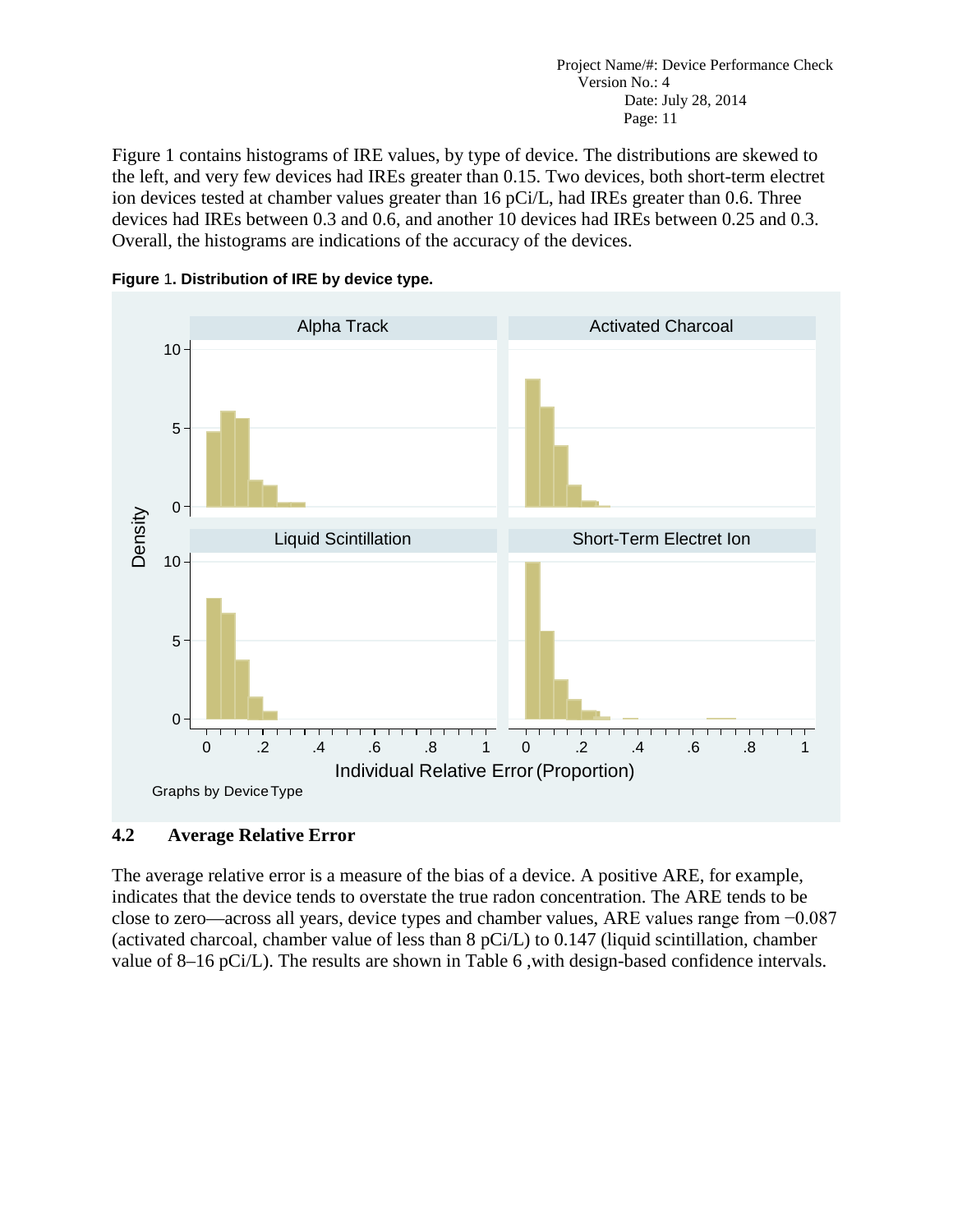Figure 1 contains histograms of IRE values, by type of device. The distributions are skewed to the left, and very few devices had IREs greater than 0.15. Two devices, both short-term electret ion devices tested at chamber values greater than 16 pCi/L, had IREs greater than 0.6. Three devices had IREs between 0.3 and 0.6, and another 10 devices had IREs between 0.25 and 0.3. Overall, the histograms are indications of the accuracy of the devices.

**Figure 1. Distribution of IRE by device type.**

### 4.2 Average Relative Error

The average relative error is a measure of the bias of a device. A positive ARE, for example, indicates that the device tends to overstate the true radon concentration. The ARE tends to be close to zero—across all years, device types and chamber values, ARE values range from −0.087 (activated charcoal, chamber value of less than 8 pCi/L) to 0.147 (liquid scintillation, chamber value of 8–16 pCi/L). The results are shown in Table 6 ,with design-based confidence intervals.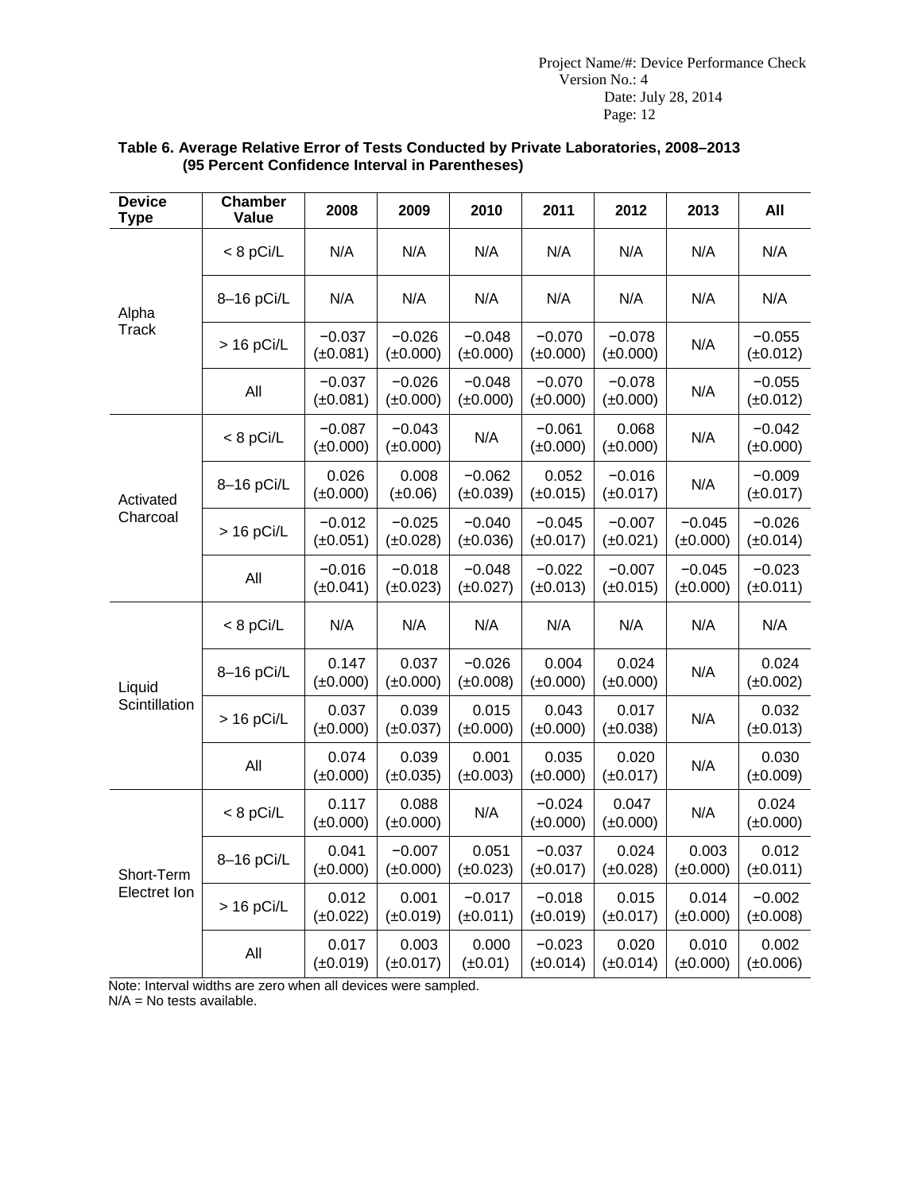**Table 6. Average Relative Error of Tests Conducted by Private Laboratories, 2008–2013 (95 Percent Confidence Interval in Parentheses)**

| Device Type | Chamber Value | 2008 | 2009 | 2010 | 2011 | 2012 | 2013 | All |
|---|---|---|---|---|---|---|---|---|
| Alpha Track | < 8 pCi/L | N/A | N/A | N/A | N/A | N/A | N/A | N/A |
| | 8–16 pCi/L | N/A | N/A | N/A | N/A | N/A | N/A | N/A |
| | > 16 pCi/L | −0.037 (±0.081) | −0.026 (±0.000) | −0.048 (±0.000) | −0.070 (±0.000) | −0.078 (±0.000) | N/A | −0.055 (±0.012) |
| | All | −0.037 (±0.081) | −0.026 (±0.000) | −0.048 (±0.000) | −0.070 (±0.000) | −0.078 (±0.000) | N/A | −0.055 (±0.012) |
| Activated Charcoal | < 8 pCi/L | −0.087 (±0.000) | −0.043 (±0.000) | N/A | −0.061 (±0.000) | 0.068 (±0.000) | N/A | −0.042 (±0.000) |
| | 8–16 pCi/L | 0.026 (±0.000) | 0.008 (±0.06) | −0.062 (±0.039) | 0.052 (±0.015) | −0.016 (±0.017) | N/A | −0.009 (±0.017) |
| | > 16 pCi/L | −0.012 (±0.051) | −0.025 (±0.028) | −0.040 (±0.036) | −0.045 (±0.017) | −0.007 (±0.021) | −0.045 (±0.000) | −0.026 (±0.014) |
| | All | −0.016 (±0.041) | −0.018 (±0.023) | −0.048 (±0.027) | −0.022 (±0.013) | −0.007 (±0.015) | −0.045 (±0.000) | −0.023 (±0.011) |
| Liquid Scintillation | < 8 pCi/L | N/A | N/A | N/A | N/A | N/A | N/A | N/A |
| | 8–16 pCi/L | 0.147 (±0.000) | 0.037 (±0.000) | −0.026 (±0.008) | 0.004 (±0.000) | 0.024 (±0.000) | N/A | 0.024 (±0.002) |
| | > 16 pCi/L | 0.037 (±0.000) | 0.039 (±0.037) | 0.015 (±0.000) | 0.043 (±0.000) | 0.017 (±0.038) | N/A | 0.032 (±0.013) |
| | All | 0.074 (±0.000) | 0.039 (±0.035) | 0.001 (±0.003) | 0.035 (±0.000) | 0.020 (±0.017) | N/A | 0.030 (±0.009) |
| Short-Term Electret Ion | < 8 pCi/L | 0.117 (±0.000) | 0.088 (±0.000) | N/A | −0.024 (±0.000) | 0.047 (±0.000) | N/A | 0.024 (±0.000) |
| | 8–16 pCi/L | 0.041 (±0.000) | −0.007 (±0.000) | 0.051 (±0.023) | −0.037 (±0.017) | 0.024 (±0.028) | 0.003 (±0.000) | 0.012 (±0.011) |
| | > 16 pCi/L | 0.012 (±0.022) | 0.001 (±0.019) | −0.017 (±0.011) | −0.018 (±0.019) | 0.015 (±0.017) | 0.014 (±0.000) | −0.002 (±0.008) |
| | All | 0.017 (±0.019) | 0.003 (±0.017) | 0.000 (±0.01) | −0.023 (±0.014) | 0.020 (±0.014) | 0.010 (±0.000) | 0.002 (±0.006) |

Note: Interval widths are zero when all devices were sampled.
N/A = No tests available.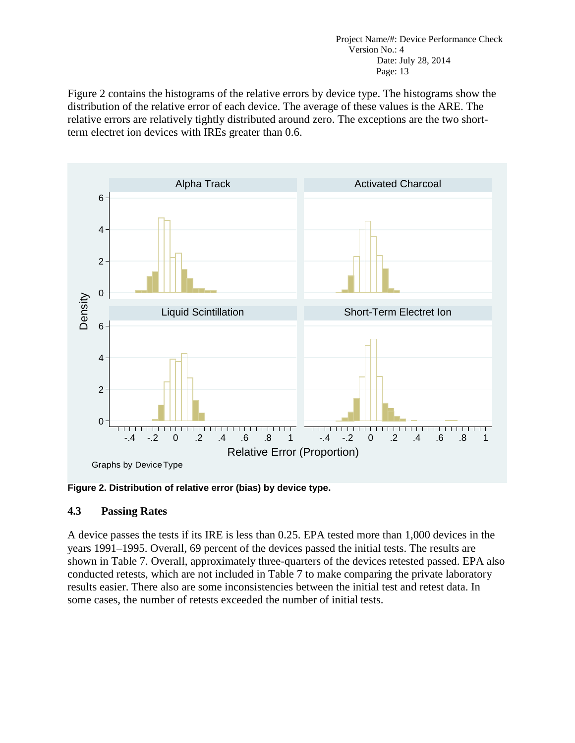Figure 2 contains the histograms of the relative errors by device type. The histograms show the distribution of the relative error of each device. The average of these values is the ARE. The relative errors are relatively tightly distributed around zero. The exceptions are the two short-term electret ion devices with IREs greater than 0.6.

**Figure 2. Distribution of relative error (bias) by device type.**

### 4.3 Passing Rates

A device passes the tests if its IRE is less than 0.25. EPA tested more than 1,000 devices in the years 1991–1995. Overall, 69 percent of the devices passed the initial tests. The results are shown in Table 7. Overall, approximately three-quarters of the devices retested passed. EPA also conducted retests, which are not included in Table 7 to make comparing the private laboratory results easier. There also are some inconsistencies between the initial test and retest data. In some cases, the number of retests exceeded the number of initial tests.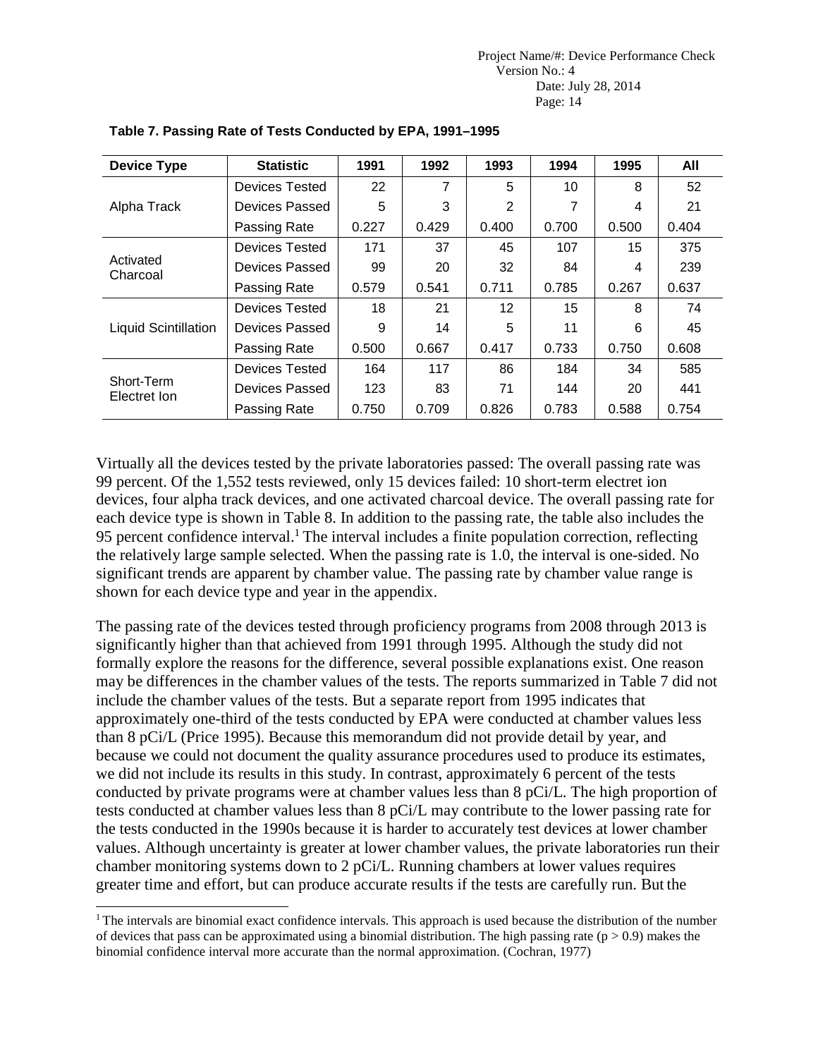**Table 7. Passing Rate of Tests Conducted by EPA, 1991–1995**

| Device Type | Statistic | 1991 | 1992 | 1993 | 1994 | 1995 | All |
|---|---|---|---|---|---|---|---|
| Alpha Track | Devices Tested | 22 | 7 | 5 | 10 | 8 | 52 |
| | Devices Passed | 5 | 3 | 2 | 7 | 4 | 21 |
| | Passing Rate | 0.227 | 0.429 | 0.400 | 0.700 | 0.500 | 0.404 |
| Activated Charcoal | Devices Tested | 171 | 37 | 45 | 107 | 15 | 375 |
| | Devices Passed | 99 | 20 | 32 | 84 | 4 | 239 |
| | Passing Rate | 0.579 | 0.541 | 0.711 | 0.785 | 0.267 | 0.637 |
| Liquid Scintillation | Devices Tested | 18 | 21 | 12 | 15 | 8 | 74 |
| | Devices Passed | 9 | 14 | 5 | 11 | 6 | 45 |
| | Passing Rate | 0.500 | 0.667 | 0.417 | 0.733 | 0.750 | 0.608 |
| Short-Term Electret Ion | Devices Tested | 164 | 117 | 86 | 184 | 34 | 585 |
| | Devices Passed | 123 | 83 | 71 | 144 | 20 | 441 |
| | Passing Rate | 0.750 | 0.709 | 0.826 | 0.783 | 0.588 | 0.754 |

Virtually all the devices tested by the private laboratories passed: The overall passing rate was 99 percent. Of the 1,552 tests reviewed, only 15 devices failed: 10 short-term electret ion devices, four alpha track devices, and one activated charcoal device. The overall passing rate for each device type is shown in Table 8. In addition to the passing rate, the table also includes the 95 percent confidence interval.[1] The interval includes a finite population correction, reflecting the relatively large sample selected. When the passing rate is 1.0, the interval is one-sided. No significant trends are apparent by chamber value. The passing rate by chamber value range is shown for each device type and year in the appendix.

The passing rate of the devices tested through proficiency programs from 2008 through 2013 is significantly higher than that achieved from 1991 through 1995. Although the study did not formally explore the reasons for the difference, several possible explanations exist. One reason may be differences in the chamber values of the tests. The reports summarized in Table 7 did not include the chamber values of the tests. But a separate report from 1995 indicates that approximately one-third of the tests conducted by EPA were conducted at chamber values less than 8 pCi/L (Price 1995). Because this memorandum did not provide detail by year, and because we could not document the quality assurance procedures used to produce its estimates, we did not include its results in this study. In contrast, approximately 6 percent of the tests conducted by private programs were at chamber values less than 8 pCi/L. The high proportion of tests conducted at chamber values less than 8 pCi/L may contribute to the lower passing rate for the tests conducted in the 1990s because it is harder to accurately test devices at lower chamber values. Although uncertainty is greater at lower chamber values, the private laboratories run their chamber monitoring systems down to 2 pCi/L. Running chambers at lower values requires greater time and effort, but can produce accurate results if the tests are carefully run. But the

[1] The intervals are binomial exact confidence intervals. This approach is used because the distribution of the number of devices that pass can be approximated using a binomial distribution. The high passing rate ($p > 0.9$) makes the binomial confidence interval more accurate than the normal approximation. (Cochran, 1977)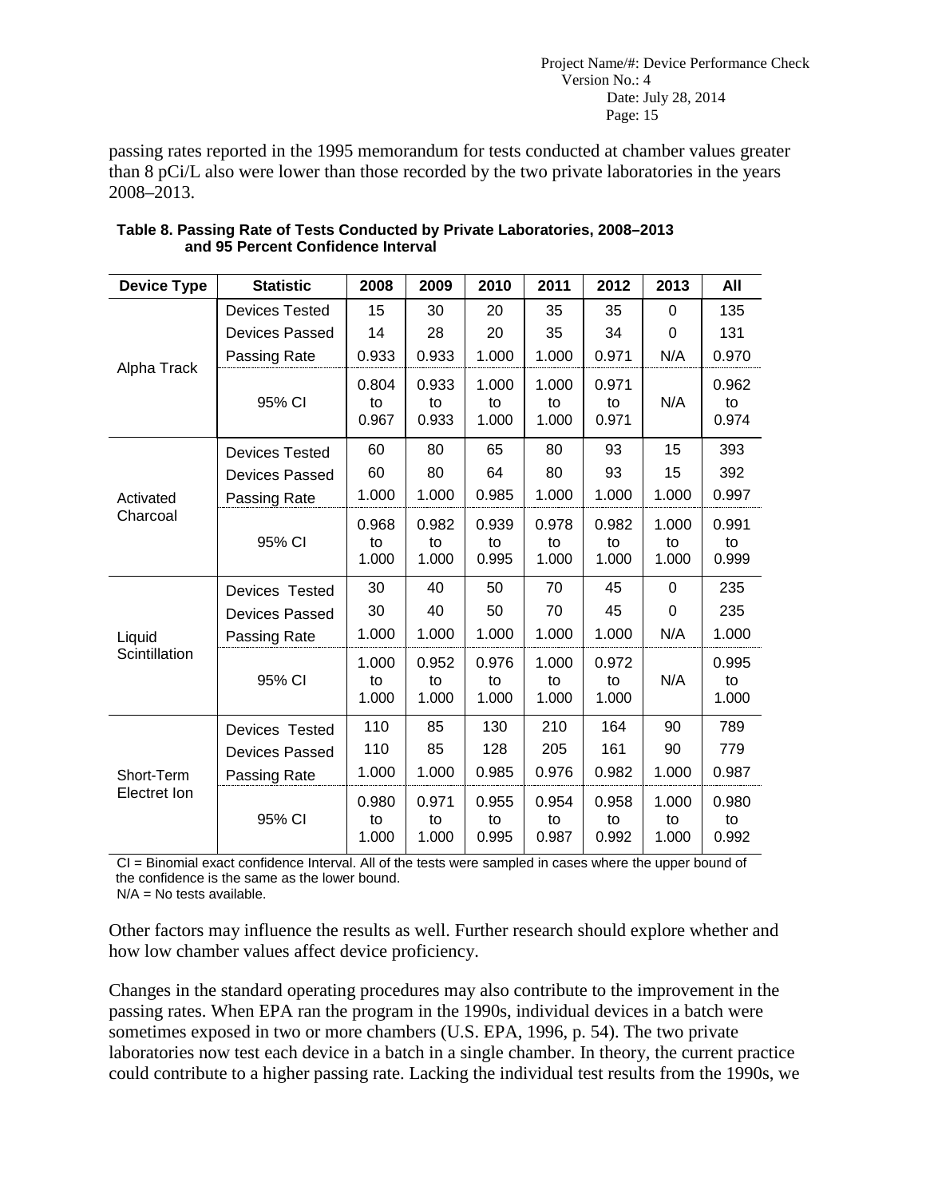passing rates reported in the 1995 memorandum for tests conducted at chamber values greater than 8 pCi/L also were lower than those recorded by the two private laboratories in the years 2008–2013.

**Table 8. Passing Rate of Tests Conducted by Private Laboratories, 2008–2013 and 95 Percent Confidence Interval**

| Device Type | Statistic | 2008 | 2009 | 2010 | 2011 | 2012 | 2013 | All |
|---|---|---|---|---|---|---|---|---|
| Alpha Track | Devices Tested | 15 | 30 | 20 | 35 | 35 | 0 | 135 |
| | Devices Passed | 14 | 28 | 20 | 35 | 34 | 0 | 131 |
| | Passing Rate | 0.933 | 0.933 | 1.000 | 1.000 | 0.971 | N/A | 0.970 |
| | 95% CI | 0.804 to 0.967 | 0.933 to 0.933 | 1.000 to 1.000 | 1.000 to 1.000 | 0.971 to 0.971 | N/A | 0.962 to 0.974 |
| Activated Charcoal | Devices Tested | 60 | 80 | 65 | 80 | 93 | 15 | 393 |
| | Devices Passed | 60 | 80 | 64 | 80 | 93 | 15 | 392 |
| | Passing Rate | 1.000 | 1.000 | 0.985 | 1.000 | 1.000 | 1.000 | 0.997 |
| | 95% CI | 0.968 to 1.000 | 0.982 to 1.000 | 0.939 to 0.995 | 0.978 to 1.000 | 0.982 to 1.000 | 1.000 to 1.000 | 0.991 to 0.999 |
| Liquid Scintillation | Devices Tested | 30 | 40 | 50 | 70 | 45 | 0 | 235 |
| | Devices Passed | 30 | 40 | 50 | 70 | 45 | 0 | 235 |
| | Passing Rate | 1.000 | 1.000 | 1.000 | 1.000 | 1.000 | N/A | 1.000 |
| | 95% CI | 1.000 to 1.000 | 0.952 to 1.000 | 0.976 to 1.000 | 1.000 to 1.000 | 0.972 to 1.000 | N/A | 0.995 to 1.000 |
| Short-Term Electret Ion | Devices Tested | 110 | 85 | 130 | 210 | 164 | 90 | 789 |
| | Devices Passed | 110 | 85 | 128 | 205 | 161 | 90 | 779 |
| | Passing Rate | 1.000 | 1.000 | 0.985 | 0.976 | 0.982 | 1.000 | 0.987 |
| | 95% CI | 0.980 to 1.000 | 0.971 to 1.000 | 0.955 to 0.995 | 0.954 to 0.987 | 0.958 to 0.992 | 1.000 to 1.000 | 0.980 to 0.992 |

CI = Binomial exact confidence Interval. All of the tests were sampled in cases where the upper bound of the confidence is the same as the lower bound.
N/A = No tests available.

Other factors may influence the results as well. Further research should explore whether and how low chamber values affect device proficiency.

Changes in the standard operating procedures may also contribute to the improvement in the passing rates. When EPA ran the program in the 1990s, individual devices in a batch were sometimes exposed in two or more chambers (U.S. EPA, 1996, p. 54). The two private laboratories now test each device in a batch in a single chamber. In theory, the current practice could contribute to a higher passing rate. Lacking the individual test results from the 1990s, we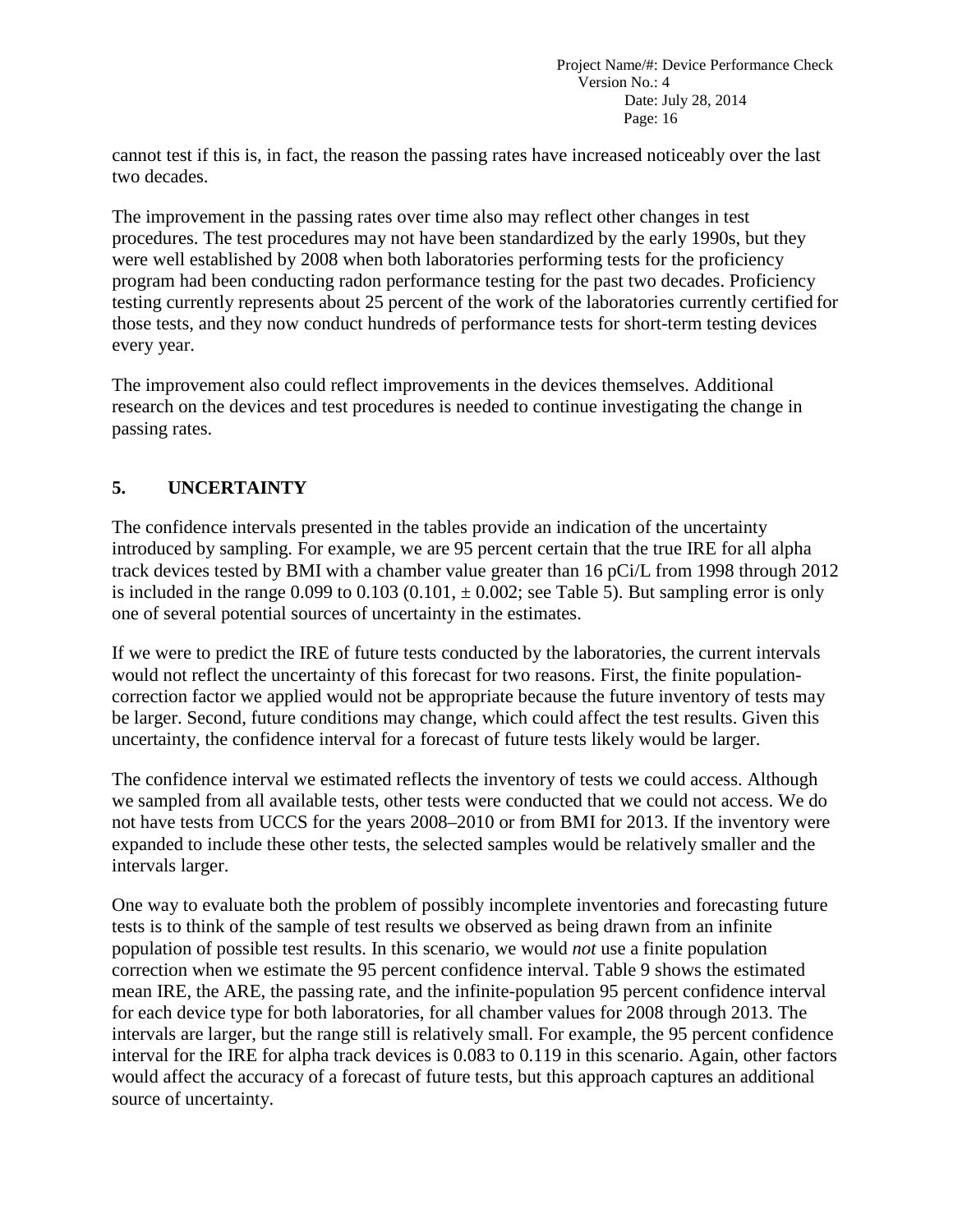cannot test if this is, in fact, the reason the passing rates have increased noticeably over the last two decades.

The improvement in the passing rates over time also may reflect other changes in test procedures. The test procedures may not have been standardized by the early 1990s, but they were well established by 2008 when both laboratories performing tests for the proficiency program had been conducting radon performance testing for the past two decades. Proficiency testing currently represents about 25 percent of the work of the laboratories currently certified for those tests, and they now conduct hundreds of performance tests for short-term testing devices every year.

The improvement also could reflect improvements in the devices themselves. Additional research on the devices and test procedures is needed to continue investigating the change in passing rates.

## 5. UNCERTAINTY

The confidence intervals presented in the tables provide an indication of the uncertainty introduced by sampling. For example, we are 95 percent certain that the true IRE for all alpha track devices tested by BMI with a chamber value greater than 16 pCi/L from 1998 through 2012 is included in the range 0.099 to 0.103 (0.101, ± 0.002; see Table 5). But sampling error is only one of several potential sources of uncertainty in the estimates.

If we were to predict the IRE of future tests conducted by the laboratories, the current intervals would not reflect the uncertainty of this forecast for two reasons. First, the finite population-correction factor we applied would not be appropriate because the future inventory of tests may be larger. Second, future conditions may change, which could affect the test results. Given this uncertainty, the confidence interval for a forecast of future tests likely would be larger.

The confidence interval we estimated reflects the inventory of tests we could access. Although we sampled from all available tests, other tests were conducted that we could not access. We do not have tests from UCCS for the years 2008–2010 or from BMI for 2013. If the inventory were expanded to include these other tests, the selected samples would be relatively smaller and the intervals larger.

One way to evaluate both the problem of possibly incomplete inventories and forecasting future tests is to think of the sample of test results we observed as being drawn from an infinite population of possible test results. In this scenario, we would *not* use a finite population correction when we estimate the 95 percent confidence interval. Table 9 shows the estimated mean IRE, the ARE, the passing rate, and the infinite-population 95 percent confidence interval for each device type for both laboratories, for all chamber values for 2008 through 2013. The intervals are larger, but the range still is relatively small. For example, the 95 percent confidence interval for the IRE for alpha track devices is 0.083 to 0.119 in this scenario. Again, other factors would affect the accuracy of a forecast of future tests, but this approach captures an additional source of uncertainty.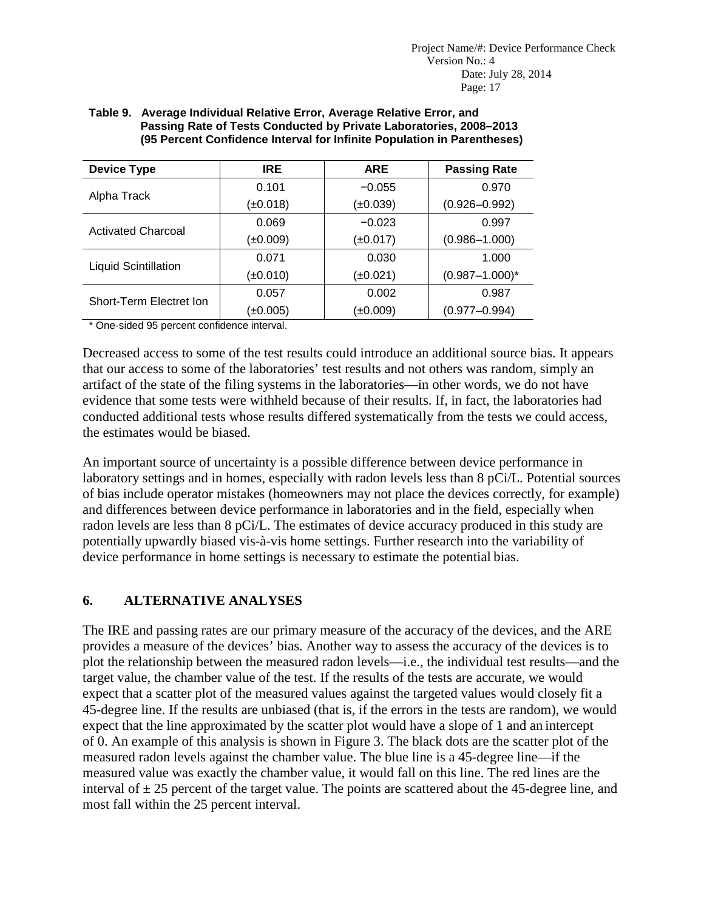**Table 9. Average Individual Relative Error, Average Relative Error, and Passing Rate of Tests Conducted by Private Laboratories, 2008–2013 (95 Percent Confidence Interval for Infinite Population in Parentheses)**

| Device Type | IRE | ARE | Passing Rate |
|---|---|---|---|
| Alpha Track | 0.101<br>(±0.018) | −0.055<br>(±0.039) | 0.970<br>(0.926–0.992) |
| Activated Charcoal | 0.069<br>(±0.009) | −0.023<br>(±0.017) | 0.997<br>(0.986–1.000) |
| Liquid Scintillation | 0.071<br>(±0.010) | 0.030<br>(±0.021) | 1.000<br>(0.987–1.000)* |
| Short-Term Electret Ion | 0.057<br>(±0.005) | 0.002<br>(±0.009) | 0.987<br>(0.977–0.994) |

* One-sided 95 percent confidence interval.

Decreased access to some of the test results could introduce an additional source bias. It appears that our access to some of the laboratories' test results and not others was random, simply an artifact of the state of the filing systems in the laboratories—in other words, we do not have evidence that some tests were withheld because of their results. If, in fact, the laboratories had conducted additional tests whose results differed systematically from the tests we could access, the estimates would be biased.

An important source of uncertainty is a possible difference between device performance in laboratory settings and in homes, especially with radon levels less than 8 pCi/L. Potential sources of bias include operator mistakes (homeowners may not place the devices correctly, for example) and differences between device performance in laboratories and in the field, especially when radon levels are less than 8 pCi/L. The estimates of device accuracy produced in this study are potentially upwardly biased vis-à-vis home settings. Further research into the variability of device performance in home settings is necessary to estimate the potential bias.

## 6. ALTERNATIVE ANALYSES

The IRE and passing rates are our primary measure of the accuracy of the devices, and the ARE provides a measure of the devices' bias. Another way to assess the accuracy of the devices is to plot the relationship between the measured radon levels—i.e., the individual test results—and the target value, the chamber value of the test. If the results of the tests are accurate, we would expect that a scatter plot of the measured values against the targeted values would closely fit a 45-degree line. If the results are unbiased (that is, if the errors in the tests are random), we would expect that the line approximated by the scatter plot would have a slope of 1 and an intercept of 0. An example of this analysis is shown in Figure 3. The black dots are the scatter plot of the measured radon levels against the chamber value. The blue line is a 45-degree line—if the measured value was exactly the chamber value, it would fall on this line. The red lines are the interval of ± 25 percent of the target value. The points are scattered about the 45-degree line, and most fall within the 25 percent interval.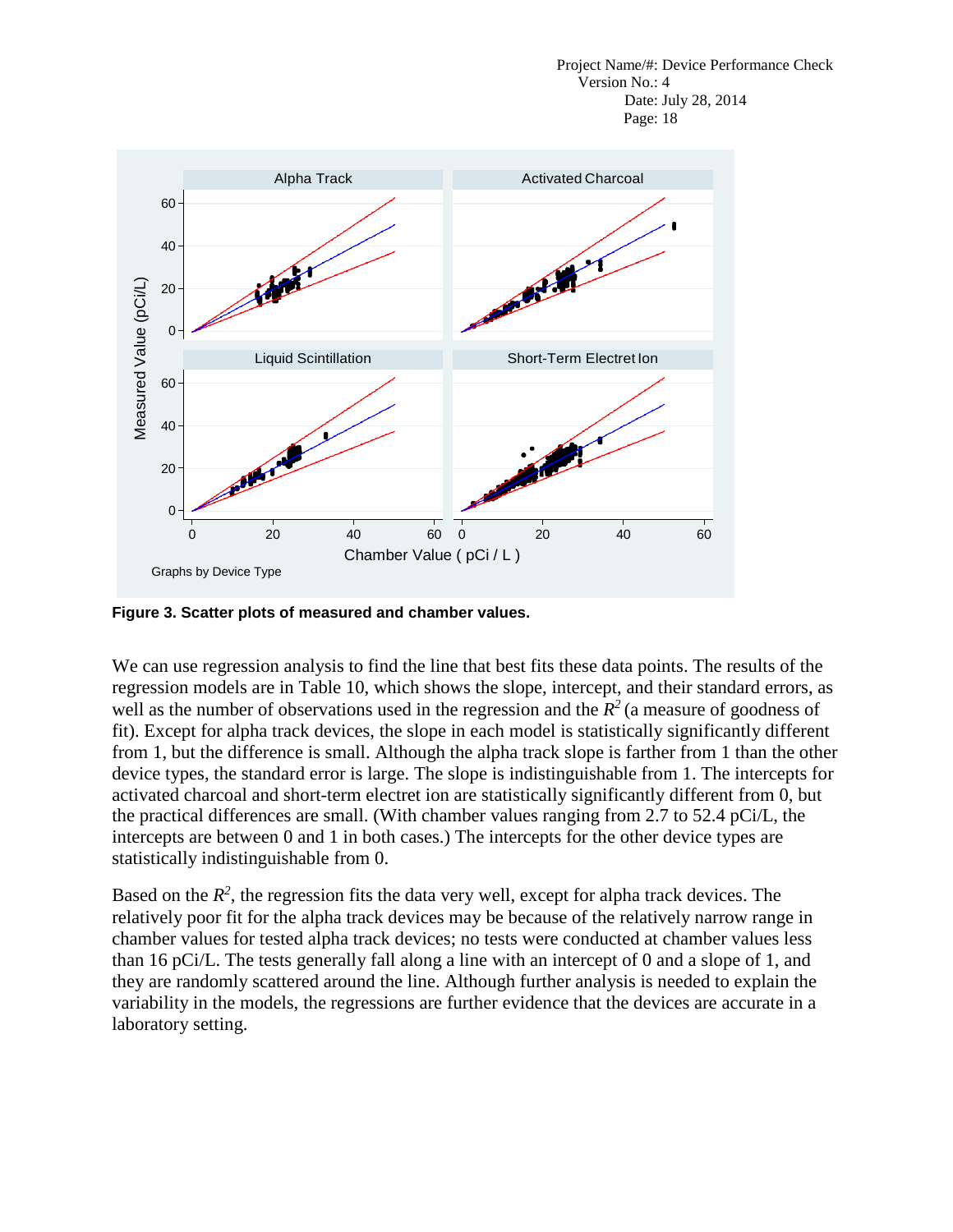**Figure 3. Scatter plots of measured and chamber values.**

We can use regression analysis to find the line that best fits these data points. The results of the regression models are in Table 10, which shows the slope, intercept, and their standard errors, as well as the number of observations used in the regression and the $R^2$ (a measure of goodness of fit). Except for alpha track devices, the slope in each model is statistically significantly different from 1, but the difference is small. Although the alpha track slope is farther from 1 than the other device types, the standard error is large. The slope is indistinguishable from 1. The intercepts for activated charcoal and short-term electret ion are statistically significantly different from 0, but the practical differences are small. (With chamber values ranging from 2.7 to 52.4 pCi/L, the intercepts are between 0 and 1 in both cases.) The intercepts for the other device types are statistically indistinguishable from 0.

Based on the $R^2$, the regression fits the data very well, except for alpha track devices. The relatively poor fit for the alpha track devices may be because of the relatively narrow range in chamber values for tested alpha track devices; no tests were conducted at chamber values less than 16 pCi/L. The tests generally fall along a line with an intercept of 0 and a slope of 1, and they are randomly scattered around the line. Although further analysis is needed to explain the variability in the models, the regressions are further evidence that the devices are accurate in a laboratory setting.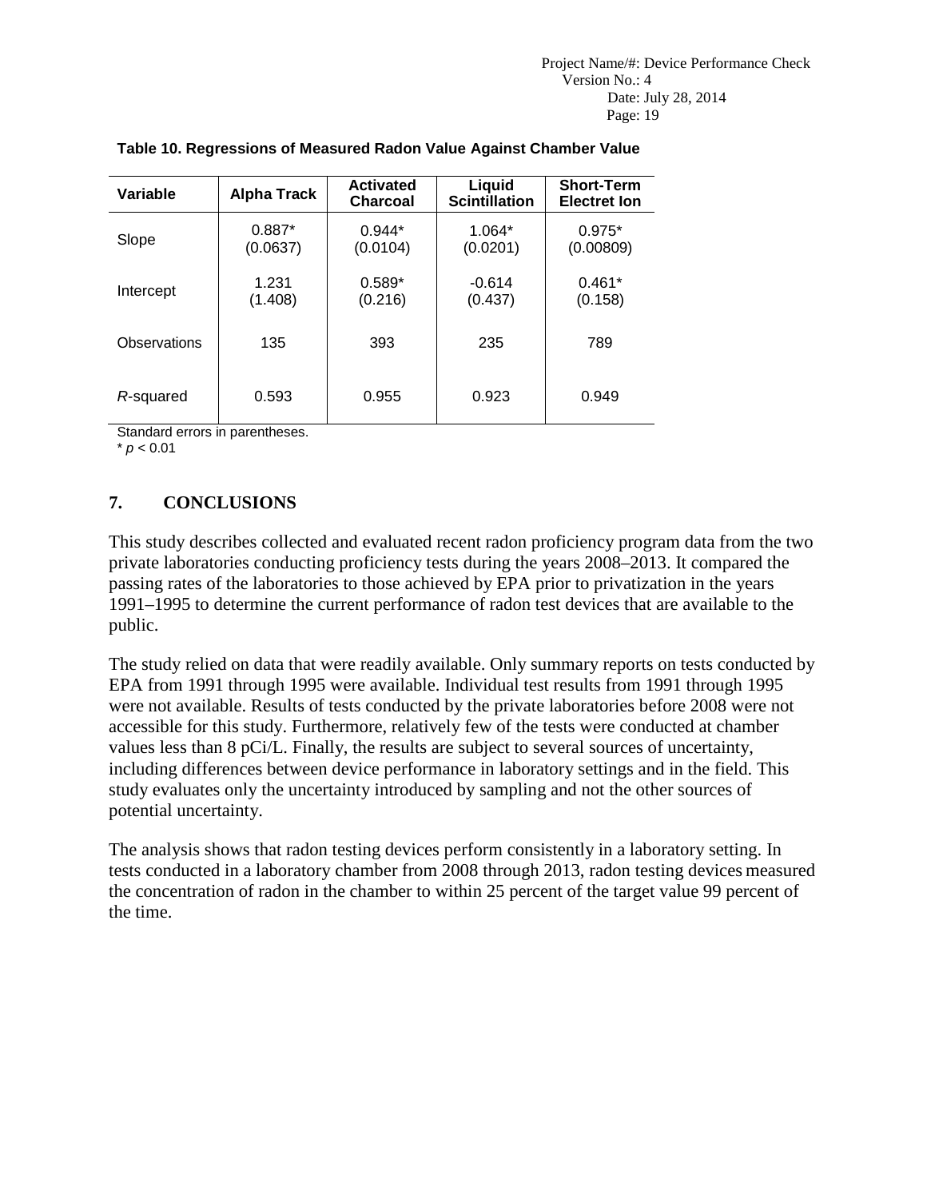**Table 10. Regressions of Measured Radon Value Against Chamber Value**

| Variable | Alpha Track | Activated Charcoal | Liquid Scintillation | Short-Term Electret Ion |
|---|---|---|---|---|
| Slope | 0.887* (0.0637) | 0.944* (0.0104) | 1.064* (0.0201) | 0.975* (0.00809) |
| Intercept | 1.231 (1.408) | 0.589* (0.216) | -0.614 (0.437) | 0.461* (0.158) |
| Observations | 135 | 393 | 235 | 789 |
| *R*-squared | 0.593 | 0.955 | 0.923 | 0.949 |

Standard errors in parentheses.
* $p < 0.01$

## 7. CONCLUSIONS

This study describes collected and evaluated recent radon proficiency program data from the two private laboratories conducting proficiency tests during the years 2008–2013. It compared the passing rates of the laboratories to those achieved by EPA prior to privatization in the years 1991–1995 to determine the current performance of radon test devices that are available to the public.

The study relied on data that were readily available. Only summary reports on tests conducted by EPA from 1991 through 1995 were available. Individual test results from 1991 through 1995 were not available. Results of tests conducted by the private laboratories before 2008 were not accessible for this study. Furthermore, relatively few of the tests were conducted at chamber values less than 8 pCi/L. Finally, the results are subject to several sources of uncertainty, including differences between device performance in laboratory settings and in the field. This study evaluates only the uncertainty introduced by sampling and not the other sources of potential uncertainty.

The analysis shows that radon testing devices perform consistently in a laboratory setting. In tests conducted in a laboratory chamber from 2008 through 2013, radon testing devices measured the concentration of radon in the chamber to within 25 percent of the target value 99 percent of the time.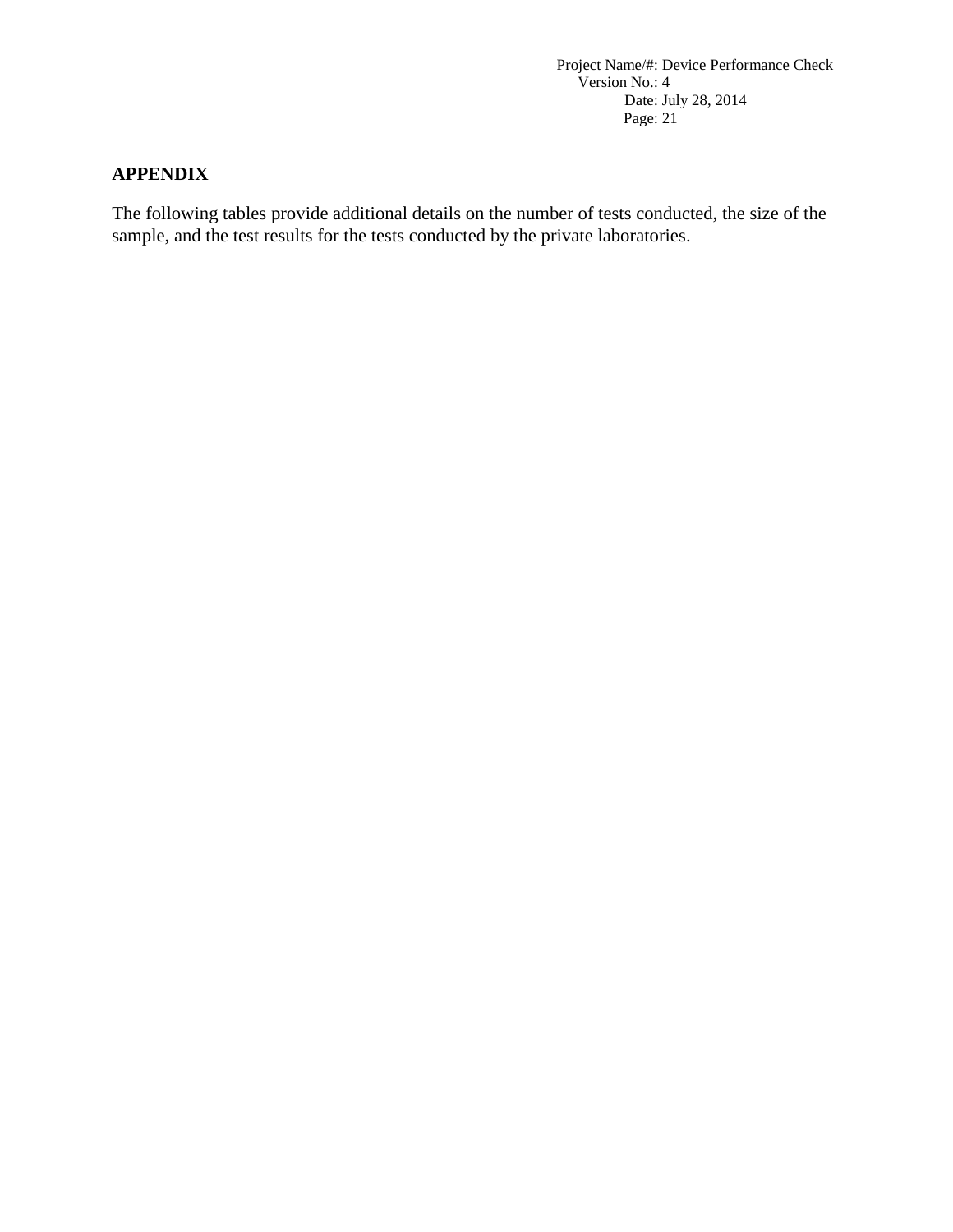## APPENDIX

The following tables provide additional details on the number of tests conducted, the size of the sample, and the test results for the tests conducted by the private laboratories.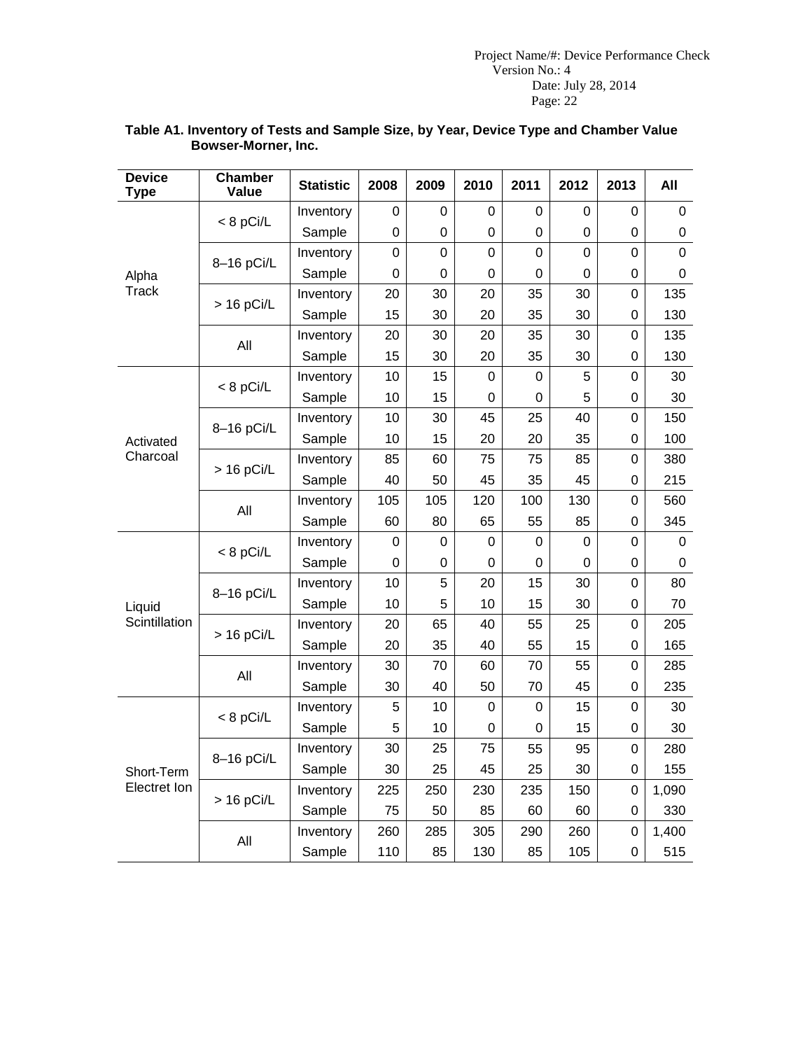**Table A1. Inventory of Tests and Sample Size, by Year, Device Type and Chamber Value Bowser-Morner, Inc.**

| Device Type | Chamber Value | Statistic | 2008 | 2009 | 2010 | 2011 | 2012 | 2013 | All |
|---|---|---|---|---|---|---|---|---|---|
| Alpha Track | < 8 pCi/L | Inventory | 0 | 0 | 0 | 0 | 0 | 0 | 0 |
| | | Sample | 0 | 0 | 0 | 0 | 0 | 0 | 0 |
| | 8–16 pCi/L | Inventory | 0 | 0 | 0 | 0 | 0 | 0 | 0 |
| | | Sample | 0 | 0 | 0 | 0 | 0 | 0 | 0 |
| | > 16 pCi/L | Inventory | 20 | 30 | 20 | 35 | 30 | 0 | 135 |
| | | Sample | 15 | 30 | 20 | 35 | 30 | 0 | 130 |
| | All | Inventory | 20 | 30 | 20 | 35 | 30 | 0 | 135 |
| | | Sample | 15 | 30 | 20 | 35 | 30 | 0 | 130 |
| Activated Charcoal | < 8 pCi/L | Inventory | 10 | 15 | 0 | 0 | 5 | 0 | 30 |
| | | Sample | 10 | 15 | 0 | 0 | 5 | 0 | 30 |
| | 8–16 pCi/L | Inventory | 10 | 30 | 45 | 25 | 40 | 0 | 150 |
| | | Sample | 10 | 15 | 20 | 20 | 35 | 0 | 100 |
| | > 16 pCi/L | Inventory | 85 | 60 | 75 | 75 | 85 | 0 | 380 |
| | | Sample | 40 | 50 | 45 | 35 | 45 | 0 | 215 |
| | All | Inventory | 105 | 105 | 120 | 100 | 130 | 0 | 560 |
| | | Sample | 60 | 80 | 65 | 55 | 85 | 0 | 345 |
| Liquid Scintillation | < 8 pCi/L | Inventory | 0 | 0 | 0 | 0 | 0 | 0 | 0 |
| | | Sample | 0 | 0 | 0 | 0 | 0 | 0 | 0 |
| | 8–16 pCi/L | Inventory | 10 | 5 | 20 | 15 | 30 | 0 | 80 |
| | | Sample | 10 | 5 | 10 | 15 | 30 | 0 | 70 |
| | > 16 pCi/L | Inventory | 20 | 65 | 40 | 55 | 25 | 0 | 205 |
| | | Sample | 20 | 35 | 40 | 55 | 15 | 0 | 165 |
| | All | Inventory | 30 | 70 | 60 | 70 | 55 | 0 | 285 |
| | | Sample | 30 | 40 | 50 | 70 | 45 | 0 | 235 |
| Short-Term Electret Ion | < 8 pCi/L | Inventory | 5 | 10 | 0 | 0 | 15 | 0 | 30 |
| | | Sample | 5 | 10 | 0 | 0 | 15 | 0 | 30 |
| | 8–16 pCi/L | Inventory | 30 | 25 | 75 | 55 | 95 | 0 | 280 |
| | | Sample | 30 | 25 | 45 | 25 | 30 | 0 | 155 |
| | > 16 pCi/L | Inventory | 225 | 250 | 230 | 235 | 150 | 0 | 1,090 |
| | | Sample | 75 | 50 | 85 | 60 | 60 | 0 | 330 |
| | All | Inventory | 260 | 285 | 305 | 290 | 260 | 0 | 1,400 |
| | | Sample | 110 | 85 | 130 | 85 | 105 | 0 | 515 |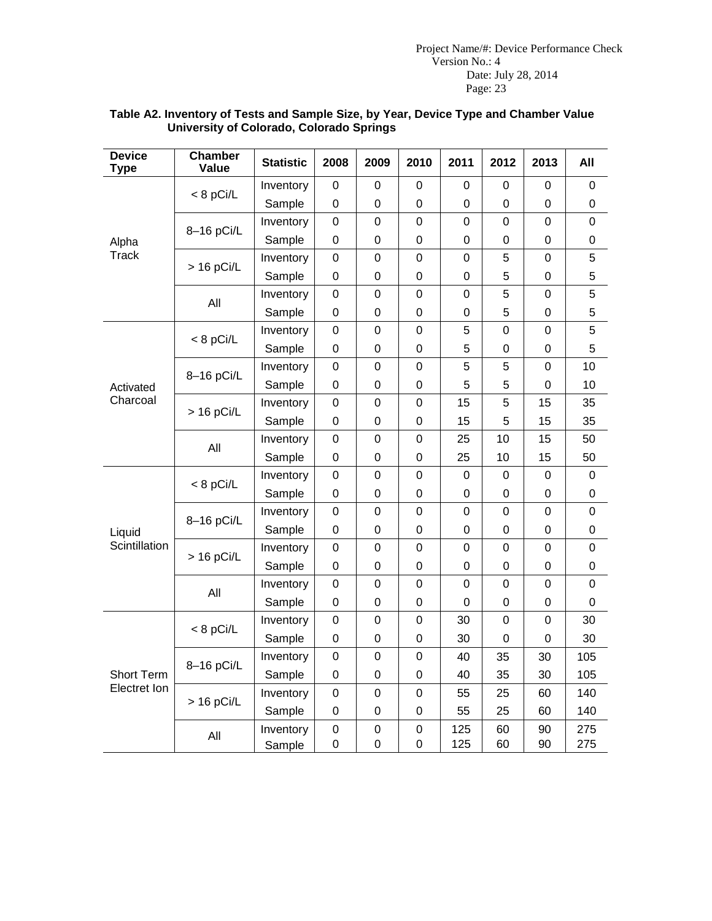**Table A2. Inventory of Tests and Sample Size, by Year, Device Type and Chamber Value University of Colorado, Colorado Springs**

| Device Type | Chamber Value | Statistic | 2008 | 2009 | 2010 | 2011 | 2012 | 2013 | All |
|---|---|---|---|---|---|---|---|---|---|
| Alpha Track | < 8 pCi/L | Inventory | 0 | 0 | 0 | 0 | 0 | 0 | 0 |
| | | Sample | 0 | 0 | 0 | 0 | 0 | 0 | 0 |
| | 8–16 pCi/L | Inventory | 0 | 0 | 0 | 0 | 0 | 0 | 0 |
| | | Sample | 0 | 0 | 0 | 0 | 0 | 0 | 0 |
| | > 16 pCi/L | Inventory | 0 | 0 | 0 | 0 | 5 | 0 | 5 |
| | | Sample | 0 | 0 | 0 | 0 | 5 | 0 | 5 |
| | All | Inventory | 0 | 0 | 0 | 0 | 5 | 0 | 5 |
| | | Sample | 0 | 0 | 0 | 0 | 5 | 0 | 5 |
| Activated Charcoal | < 8 pCi/L | Inventory | 0 | 0 | 0 | 5 | 0 | 0 | 5 |
| | | Sample | 0 | 0 | 0 | 5 | 0 | 0 | 5 |
| | 8–16 pCi/L | Inventory | 0 | 0 | 0 | 5 | 5 | 0 | 10 |
| | | Sample | 0 | 0 | 0 | 5 | 5 | 0 | 10 |
| | > 16 pCi/L | Inventory | 0 | 0 | 0 | 15 | 5 | 15 | 35 |
| | | Sample | 0 | 0 | 0 | 15 | 5 | 15 | 35 |
| | All | Inventory | 0 | 0 | 0 | 25 | 10 | 15 | 50 |
| | | Sample | 0 | 0 | 0 | 25 | 10 | 15 | 50 |
| Liquid Scintillation | < 8 pCi/L | Inventory | 0 | 0 | 0 | 0 | 0 | 0 | 0 |
| | | Sample | 0 | 0 | 0 | 0 | 0 | 0 | 0 |
| | 8–16 pCi/L | Inventory | 0 | 0 | 0 | 0 | 0 | 0 | 0 |
| | | Sample | 0 | 0 | 0 | 0 | 0 | 0 | 0 |
| | > 16 pCi/L | Inventory | 0 | 0 | 0 | 0 | 0 | 0 | 0 |
| | | Sample | 0 | 0 | 0 | 0 | 0 | 0 | 0 |
| | All | Inventory | 0 | 0 | 0 | 0 | 0 | 0 | 0 |
| | | Sample | 0 | 0 | 0 | 0 | 0 | 0 | 0 |
| Short Term Electret Ion | < 8 pCi/L | Inventory | 0 | 0 | 0 | 30 | 0 | 0 | 30 |
| | | Sample | 0 | 0 | 0 | 30 | 0 | 0 | 30 |
| | 8–16 pCi/L | Inventory | 0 | 0 | 0 | 40 | 35 | 30 | 105 |
| | | Sample | 0 | 0 | 0 | 40 | 35 | 30 | 105 |
| | > 16 pCi/L | Inventory | 0 | 0 | 0 | 55 | 25 | 60 | 140 |
| | | Sample | 0 | 0 | 0 | 55 | 25 | 60 | 140 |
| | All | Inventory | 0 | 0 | 0 | 125 | 60 | 90 | 275 |
| | | Sample | 0 | 0 | 0 | 125 | 60 | 90 | 275 |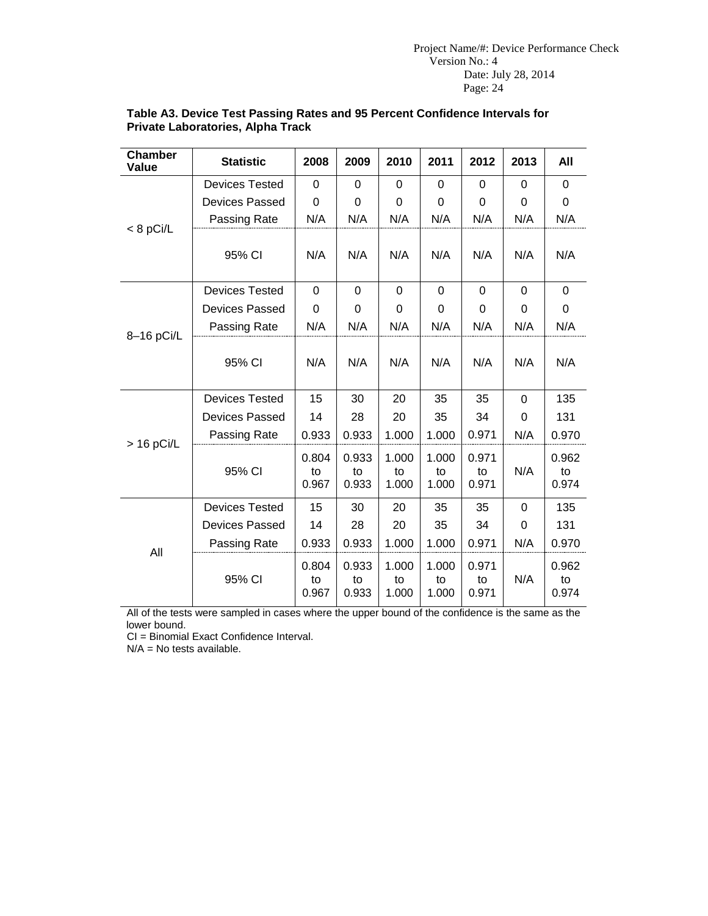**Table A3. Device Test Passing Rates and 95 Percent Confidence Intervals for Private Laboratories, Alpha Track**

| Chamber Value | Statistic | 2008 | 2009 | 2010 | 2011 | 2012 | 2013 | All |
|---|---|---|---|---|---|---|---|---|
| < 8 pCi/L | Devices Tested | 0 | 0 | 0 | 0 | 0 | 0 | 0 |
| | Devices Passed | 0 | 0 | 0 | 0 | 0 | 0 | 0 |
| | Passing Rate | N/A | N/A | N/A | N/A | N/A | N/A | N/A |
| | 95% CI | N/A | N/A | N/A | N/A | N/A | N/A | N/A |
| 8–16 pCi/L | Devices Tested | 0 | 0 | 0 | 0 | 0 | 0 | 0 |
| | Devices Passed | 0 | 0 | 0 | 0 | 0 | 0 | 0 |
| | Passing Rate | N/A | N/A | N/A | N/A | N/A | N/A | N/A |
| | 95% CI | N/A | N/A | N/A | N/A | N/A | N/A | N/A |
| > 16 pCi/L | Devices Tested | 15 | 30 | 20 | 35 | 35 | 0 | 135 |
| | Devices Passed | 14 | 28 | 20 | 35 | 34 | 0 | 131 |
| | Passing Rate | 0.933 | 0.933 | 1.000 | 1.000 | 0.971 | N/A | 0.970 |
| | 95% CI | 0.804 to 0.967 | 0.933 to 0.933 | 1.000 to 1.000 | 1.000 to 1.000 | 0.971 to 0.971 | N/A | 0.962 to 0.974 |
| All | Devices Tested | 15 | 30 | 20 | 35 | 35 | 0 | 135 |
| | Devices Passed | 14 | 28 | 20 | 35 | 34 | 0 | 131 |
| | Passing Rate | 0.933 | 0.933 | 1.000 | 1.000 | 0.971 | N/A | 0.970 |
| | 95% CI | 0.804 to 0.967 | 0.933 to 0.933 | 1.000 to 1.000 | 1.000 to 1.000 | 0.971 to 0.971 | N/A | 0.962 to 0.974 |

All of the tests were sampled in cases where the upper bound of the confidence is the same as the lower bound.

CI = Binomial Exact Confidence Interval.

N/A = No tests available.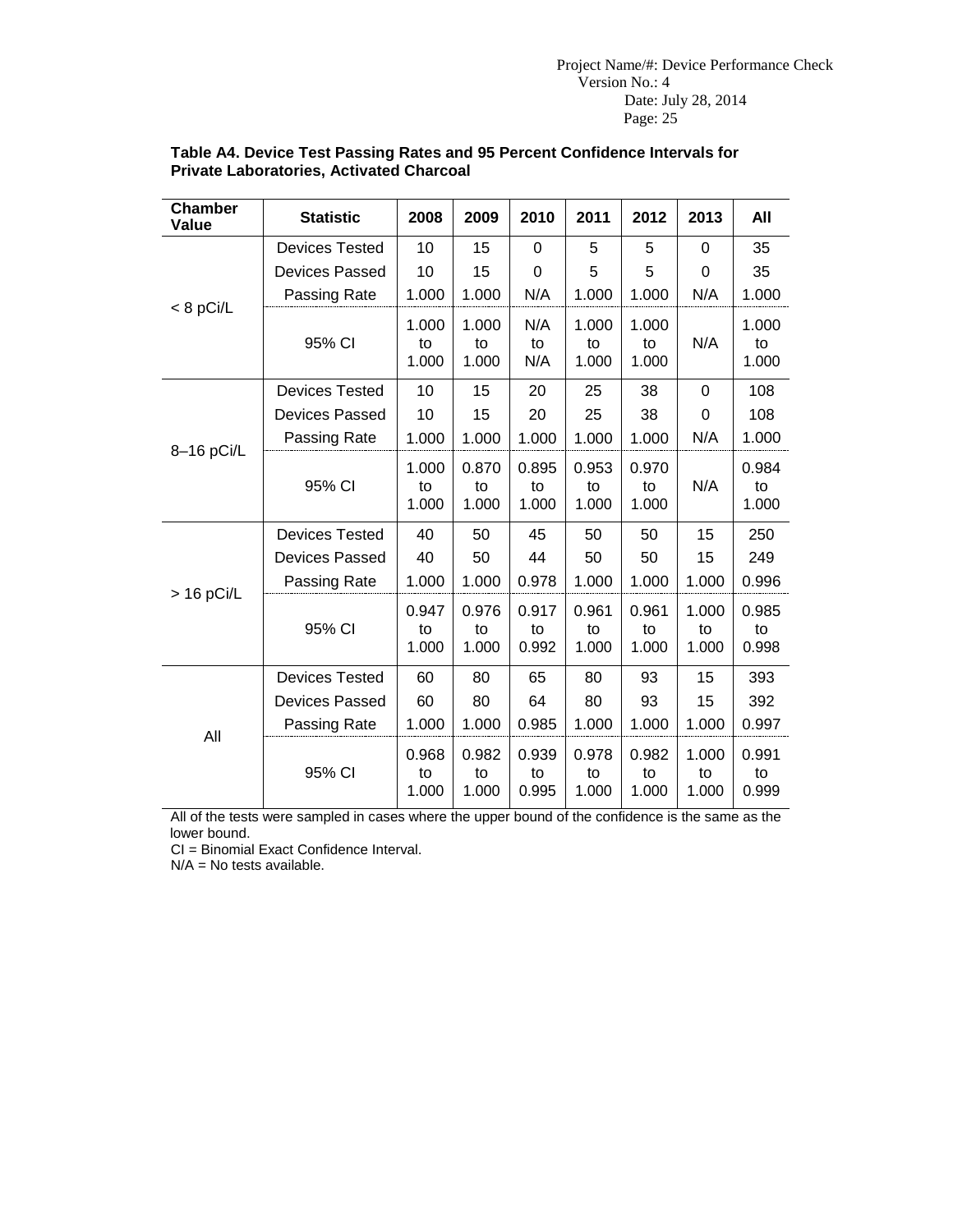**Table A4. Device Test Passing Rates and 95 Percent Confidence Intervals for Private Laboratories, Activated Charcoal**

| Chamber Value | Statistic | 2008 | 2009 | 2010 | 2011 | 2012 | 2013 | All |
|---|---|---|---|---|---|---|---|---|
| < 8 pCi/L | Devices Tested | 10 | 15 | 0 | 5 | 5 | 0 | 35 |
| | Devices Passed | 10 | 15 | 0 | 5 | 5 | 0 | 35 |
| | Passing Rate | 1.000 | 1.000 | N/A | 1.000 | 1.000 | N/A | 1.000 |
| | 95% CI | 1.000 to 1.000 | 1.000 to 1.000 | N/A to N/A | 1.000 to 1.000 | 1.000 to 1.000 | N/A | 1.000 to 1.000 |
| 8–16 pCi/L | Devices Tested | 10 | 15 | 20 | 25 | 38 | 0 | 108 |
| | Devices Passed | 10 | 15 | 20 | 25 | 38 | 0 | 108 |
| | Passing Rate | 1.000 | 1.000 | 1.000 | 1.000 | 1.000 | N/A | 1.000 |
| | 95% CI | 1.000 to 1.000 | 0.870 to 1.000 | 0.895 to 1.000 | 0.953 to 1.000 | 0.970 to 1.000 | N/A | 0.984 to 1.000 |
| > 16 pCi/L | Devices Tested | 40 | 50 | 45 | 50 | 50 | 15 | 250 |
| | Devices Passed | 40 | 50 | 44 | 50 | 50 | 15 | 249 |
| | Passing Rate | 1.000 | 1.000 | 0.978 | 1.000 | 1.000 | 1.000 | 0.996 |
| | 95% CI | 0.947 to 1.000 | 0.976 to 1.000 | 0.917 to 0.992 | 0.961 to 1.000 | 0.961 to 1.000 | 1.000 to 1.000 | 0.985 to 0.998 |
| All | Devices Tested | 60 | 80 | 65 | 80 | 93 | 15 | 393 |
| | Devices Passed | 60 | 80 | 64 | 80 | 93 | 15 | 392 |
| | Passing Rate | 1.000 | 1.000 | 0.985 | 1.000 | 1.000 | 1.000 | 0.997 |
| | 95% CI | 0.968 to 1.000 | 0.982 to 1.000 | 0.939 to 0.995 | 0.978 to 1.000 | 0.982 to 1.000 | 1.000 to 1.000 | 0.991 to 0.999 |

All of the tests were sampled in cases where the upper bound of the confidence is the same as the lower bound.

CI = Binomial Exact Confidence Interval.

N/A = No tests available.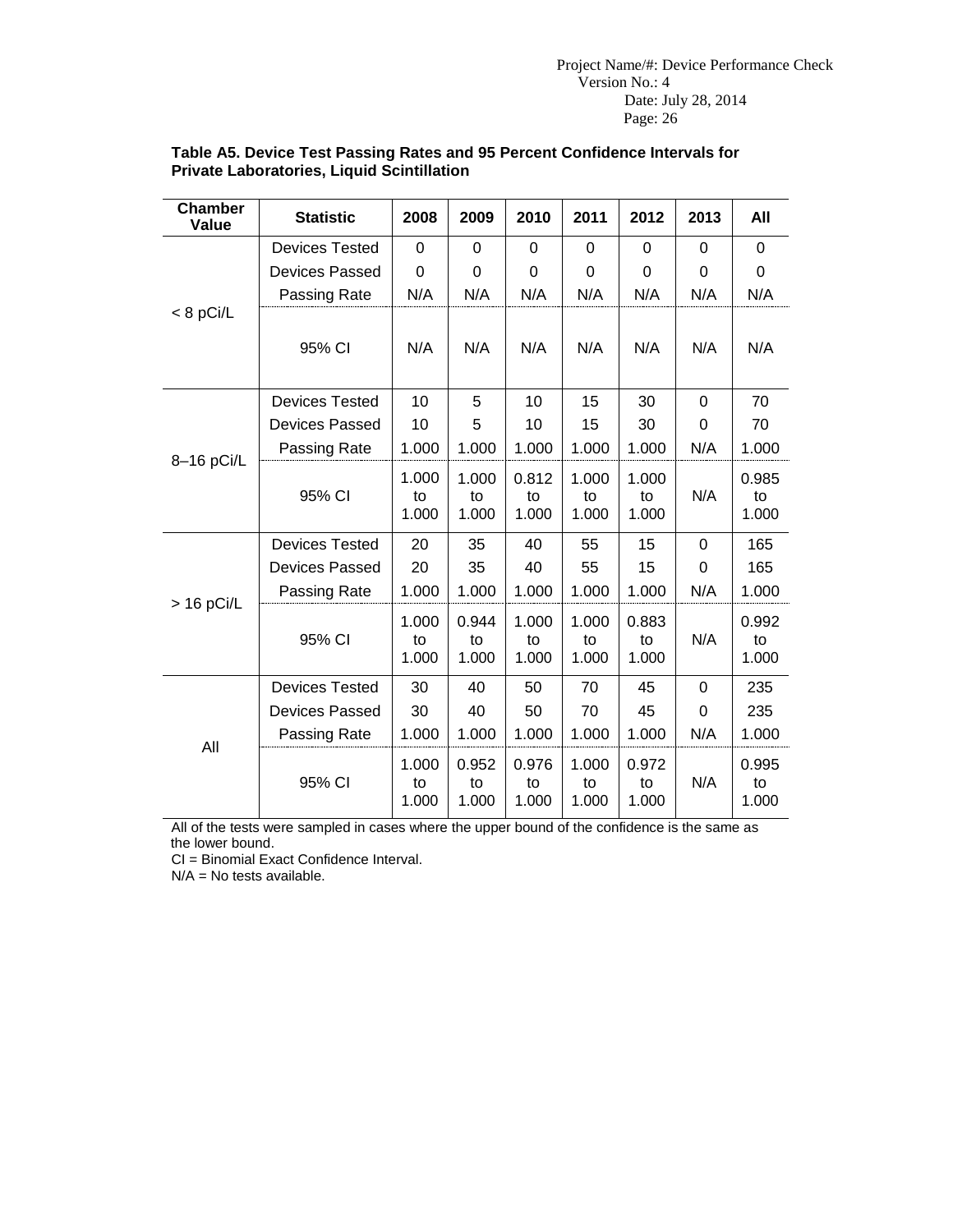**Table A5. Device Test Passing Rates and 95 Percent Confidence Intervals for Private Laboratories, Liquid Scintillation**

| Chamber Value | Statistic | 2008 | 2009 | 2010 | 2011 | 2012 | 2013 | All |
|---|---|---|---|---|---|---|---|---|
| < 8 pCi/L | Devices Tested | 0 | 0 | 0 | 0 | 0 | 0 | 0 |
| | Devices Passed | 0 | 0 | 0 | 0 | 0 | 0 | 0 |
| | Passing Rate | N/A | N/A | N/A | N/A | N/A | N/A | N/A |
| | 95% CI | N/A | N/A | N/A | N/A | N/A | N/A | N/A |
| 8–16 pCi/L | Devices Tested | 10 | 5 | 10 | 15 | 30 | 0 | 70 |
| | Devices Passed | 10 | 5 | 10 | 15 | 30 | 0 | 70 |
| | Passing Rate | 1.000 | 1.000 | 1.000 | 1.000 | 1.000 | N/A | 1.000 |
| | 95% CI | 1.000 to 1.000 | 1.000 to 1.000 | 0.812 to 1.000 | 1.000 to 1.000 | 1.000 to 1.000 | N/A | 0.985 to 1.000 |
| > 16 pCi/L | Devices Tested | 20 | 35 | 40 | 55 | 15 | 0 | 165 |
| | Devices Passed | 20 | 35 | 40 | 55 | 15 | 0 | 165 |
| | Passing Rate | 1.000 | 1.000 | 1.000 | 1.000 | 1.000 | N/A | 1.000 |
| | 95% CI | 1.000 to 1.000 | 0.944 to 1.000 | 1.000 to 1.000 | 1.000 to 1.000 | 0.883 to 1.000 | N/A | 0.992 to 1.000 |
| All | Devices Tested | 30 | 40 | 50 | 70 | 45 | 0 | 235 |
| | Devices Passed | 30 | 40 | 50 | 70 | 45 | 0 | 235 |
| | Passing Rate | 1.000 | 1.000 | 1.000 | 1.000 | 1.000 | N/A | 1.000 |
| | 95% CI | 1.000 to 1.000 | 0.952 to 1.000 | 0.976 to 1.000 | 1.000 to 1.000 | 0.972 to 1.000 | N/A | 0.995 to 1.000 |

All of the tests were sampled in cases where the upper bound of the confidence is the same as the lower bound.

CI = Binomial Exact Confidence Interval.

N/A = No tests available.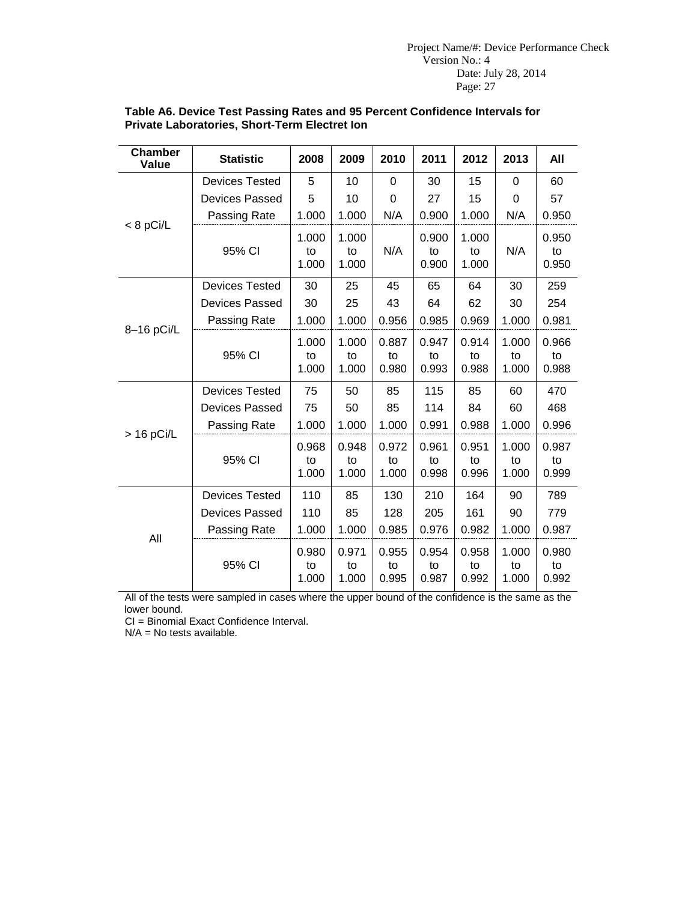**Table A6. Device Test Passing Rates and 95 Percent Confidence Intervals for Private Laboratories, Short-Term Electret Ion**

| Chamber Value | Statistic | 2008 | 2009 | 2010 | 2011 | 2012 | 2013 | All |
|---|---|---|---|---|---|---|---|---|
| < 8 pCi/L | Devices Tested | 5 | 10 | 0 | 30 | 15 | 0 | 60 |
| | Devices Passed | 5 | 10 | 0 | 27 | 15 | 0 | 57 |
| | Passing Rate | 1.000 | 1.000 | N/A | 0.900 | 1.000 | N/A | 0.950 |
| | 95% CI | 1.000 to 1.000 | 1.000 to 1.000 | N/A | 0.900 to 0.900 | 1.000 to 1.000 | N/A | 0.950 to 0.950 |
| 8–16 pCi/L | Devices Tested | 30 | 25 | 45 | 65 | 64 | 30 | 259 |
| | Devices Passed | 30 | 25 | 43 | 64 | 62 | 30 | 254 |
| | Passing Rate | 1.000 | 1.000 | 0.956 | 0.985 | 0.969 | 1.000 | 0.981 |
| | 95% CI | 1.000 to 1.000 | 1.000 to 1.000 | 0.887 to 0.980 | 0.947 to 0.993 | 0.914 to 0.988 | 1.000 to 1.000 | 0.966 to 0.988 |
| > 16 pCi/L | Devices Tested | 75 | 50 | 85 | 115 | 85 | 60 | 470 |
| | Devices Passed | 75 | 50 | 85 | 114 | 84 | 60 | 468 |
| | Passing Rate | 1.000 | 1.000 | 1.000 | 0.991 | 0.988 | 1.000 | 0.996 |
| | 95% CI | 0.968 to 1.000 | 0.948 to 1.000 | 0.972 to 1.000 | 0.961 to 0.998 | 0.951 to 0.996 | 1.000 to 1.000 | 0.987 to 0.999 |
| All | Devices Tested | 110 | 85 | 130 | 210 | 164 | 90 | 789 |
| | Devices Passed | 110 | 85 | 128 | 205 | 161 | 90 | 779 |
| | Passing Rate | 1.000 | 1.000 | 0.985 | 0.976 | 0.982 | 1.000 | 0.987 |
| | 95% CI | 0.980 to 1.000 | 0.971 to 1.000 | 0.955 to 0.995 | 0.954 to 0.987 | 0.958 to 0.992 | 1.000 to 1.000 | 0.980 to 0.992 |

All of the tests were sampled in cases where the upper bound of the confidence is the same as the lower bound.

CI = Binomial Exact Confidence Interval.

N/A = No tests available.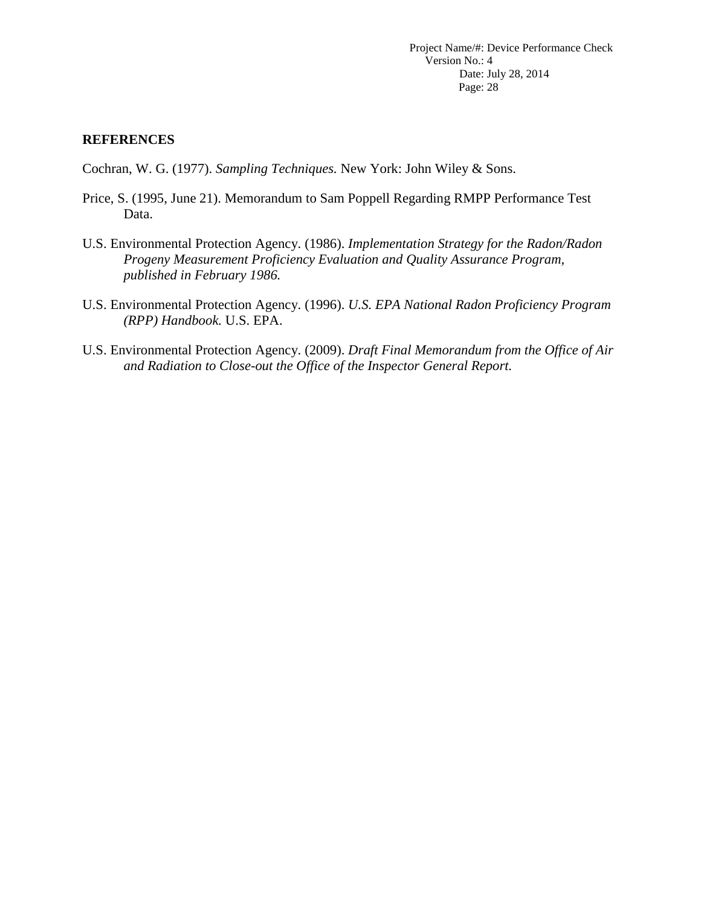## REFERENCES

Cochran, W. G. (1977). *Sampling Techniques.* New York: John Wiley & Sons.

Price, S. (1995, June 21). Memorandum to Sam Poppell Regarding RMPP Performance Test Data.

U.S. Environmental Protection Agency. (1986). *Implementation Strategy for the Radon/Radon Progeny Measurement Proficiency Evaluation and Quality Assurance Program, published in February 1986.*

U.S. Environmental Protection Agency. (1996). *U.S. EPA National Radon Proficiency Program (RPP) Handbook.* U.S. EPA.

U.S. Environmental Protection Agency. (2009). *Draft Final Memorandum from the Office of Air and Radiation to Close-out the Office of the Inspector General Report.*